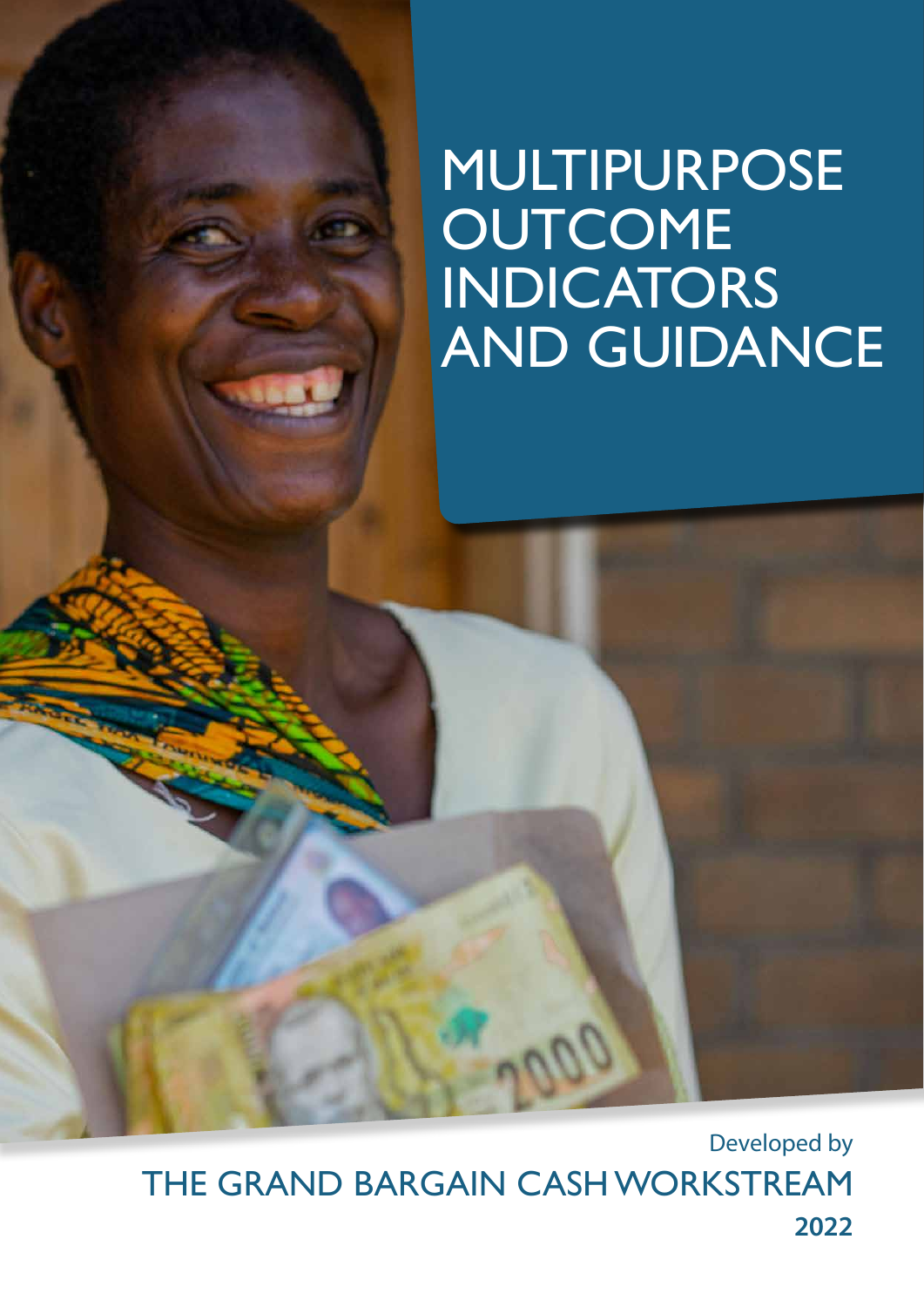# MULTIPURPOSE OUTCOME INDICATORS AND GUIDANCE

Developed by

THE GRAND BARGAIN CASH WORKSTREAM

2022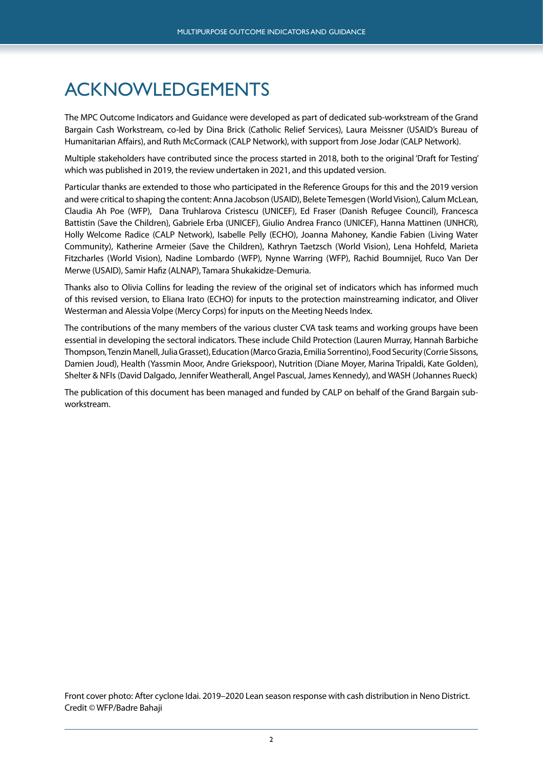# ACKNOWLEDGEMENTS

The MPC Outcome Indicators and Guidance were developed as part of dedicated sub-workstream of the Grand Bargain Cash Workstream, co-led by Dina Brick (Catholic Relief Services), Laura Meissner (USAID's Bureau of Humanitarian Affairs), and Ruth McCormack (CALP Network), with support from Jose Jodar (CALP Network).

Multiple stakeholders have contributed since the process started in 2018, both to the original 'Draft for Testing' which was published in 2019, the review undertaken in 2021, and this updated version.

Particular thanks are extended to those who participated in the Reference Groups for this and the 2019 version and were critical to shaping the content: Anna Jacobson (USAID), Belete Temesgen (World Vision), Calum McLean, Claudia Ah Poe (WFP), Dana Truhlarova Cristescu (UNICEF), Ed Fraser (Danish Refugee Council), Francesca Battistin (Save the Children), Gabriele Erba (UNICEF), Giulio Andrea Franco (UNICEF), Hanna Mattinen (UNHCR), Holly Welcome Radice (CALP Network), Isabelle Pelly (ECHO), Joanna Mahoney, Kandie Fabien (Living Water Community), Katherine Armeier (Save the Children), Kathryn Taetzsch (World Vision), Lena Hohfeld, Marieta Fitzcharles (World Vision), Nadine Lombardo (WFP), Nynne Warring (WFP), Rachid Boumnijel, Ruco Van Der Merwe (USAID), Samir Hafiz (ALNAP), Tamara Shukakidze-Demuria.

Thanks also to Olivia Collins for leading the review of the original set of indicators which has informed much of this revised version, to Eliana Irato (ECHO) for inputs to the protection mainstreaming indicator, and Oliver Westerman and Alessia Volpe (Mercy Corps) for inputs on the Meeting Needs Index.

The contributions of the many members of the various cluster CVA task teams and working groups have been essential in developing the sectoral indicators. These include Child Protection (Lauren Murray, Hannah Barbiche Thompson, Tenzin Manell, Julia Grasset), Education (Marco Grazia, Emilia Sorrentino), Food Security (Corrie Sissons, Damien Joud), Health (Yassmin Moor, Andre Griekspoor), Nutrition (Diane Moyer, Marina Tripaldi, Kate Golden), Shelter & NFIs (David Dalgado, Jennifer Weatherall, Angel Pascual, James Kennedy), and WASH (Johannes Rueck)

The publication of this document has been managed and funded by CALP on behalf of the Grand Bargain sub-workstream.

Front cover photo: After cyclone Idai. 2019–2020 Lean season response with cash distribution in Neno District. Credit © WFP/Badre Bahaji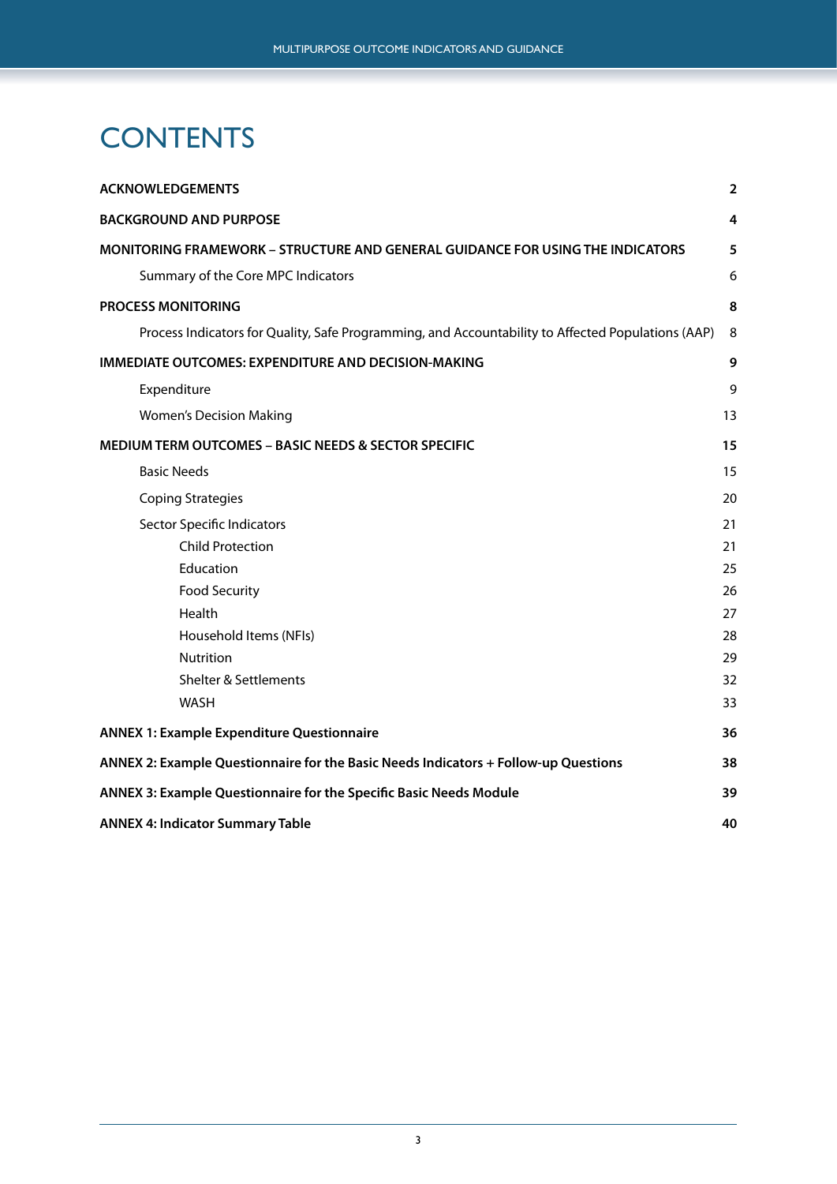# CONTENTS

| | |
|---|---|
| **ACKNOWLEDGEMENTS** | **2** |
| **BACKGROUND AND PURPOSE** | **4** |
| **MONITORING FRAMEWORK – STRUCTURE AND GENERAL GUIDANCE FOR USING THE INDICATORS** | **5** |
| Summary of the Core MPC Indicators | 6 |
| **PROCESS MONITORING** | **8** |
| Process Indicators for Quality, Safe Programming, and Accountability to Affected Populations (AAP) | 8 |
| **IMMEDIATE OUTCOMES: EXPENDITURE AND DECISION-MAKING** | **9** |
| Expenditure | 9 |
| Women's Decision Making | 13 |
| **MEDIUM TERM OUTCOMES – BASIC NEEDS & SECTOR SPECIFIC** | **15** |
| Basic Needs | 15 |
| Coping Strategies | 20 |
| Sector Specific Indicators | 21 |
| Child Protection | 21 |
| Education | 25 |
| Food Security | 26 |
| Health | 27 |
| Household Items (NFIs) | 28 |
| Nutrition | 29 |
| Shelter & Settlements | 32 |
| WASH | 33 |
| **ANNEX 1: Example Expenditure Questionnaire** | **36** |
| **ANNEX 2: Example Questionnaire for the Basic Needs Indicators + Follow-up Questions** | **38** |
| **ANNEX 3: Example Questionnaire for the Specific Basic Needs Module** | **39** |
| **ANNEX 4: Indicator Summary Table** | **40** |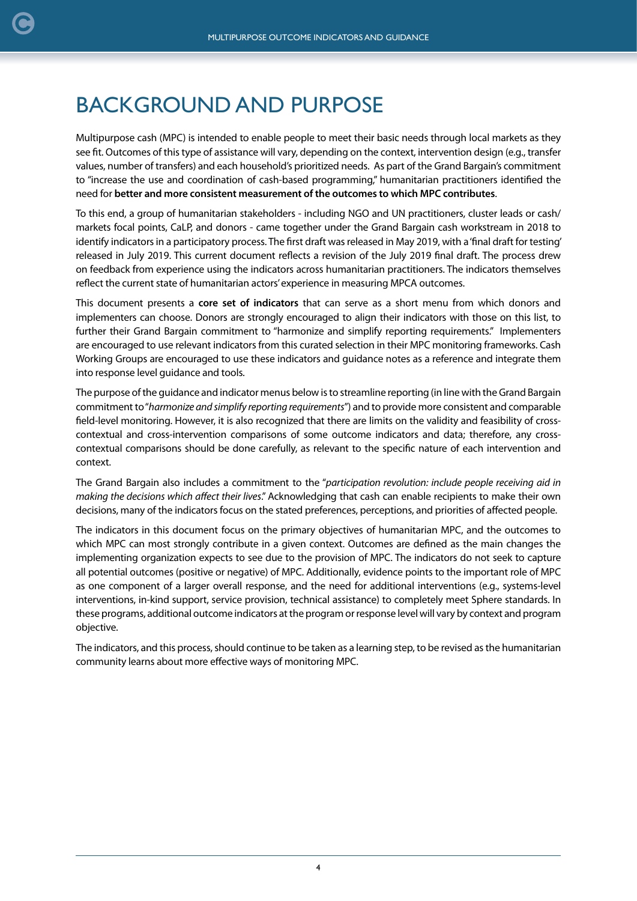# BACKGROUND AND PURPOSE

Multipurpose cash (MPC) is intended to enable people to meet their basic needs through local markets as they see fit. Outcomes of this type of assistance will vary, depending on the context, intervention design (e.g., transfer values, number of transfers) and each household's prioritized needs. As part of the Grand Bargain's commitment to "increase the use and coordination of cash-based programming," humanitarian practitioners identified the need for **better and more consistent measurement of the outcomes to which MPC contributes**.

To this end, a group of humanitarian stakeholders - including NGO and UN practitioners, cluster leads or cash/markets focal points, CaLP, and donors - came together under the Grand Bargain cash workstream in 2018 to identify indicators in a participatory process. The first draft was released in May 2019, with a 'final draft for testing' released in July 2019. This current document reflects a revision of the July 2019 final draft. The process drew on feedback from experience using the indicators across humanitarian practitioners. The indicators themselves reflect the current state of humanitarian actors' experience in measuring MPCA outcomes.

This document presents a **core set of indicators** that can serve as a short menu from which donors and implementers can choose. Donors are strongly encouraged to align their indicators with those on this list, to further their Grand Bargain commitment to "harmonize and simplify reporting requirements." Implementers are encouraged to use relevant indicators from this curated selection in their MPC monitoring frameworks. Cash Working Groups are encouraged to use these indicators and guidance notes as a reference and integrate them into response level guidance and tools.

The purpose of the guidance and indicator menus below is to streamline reporting (in line with the Grand Bargain commitment to "*harmonize and simplify reporting requirements*") and to provide more consistent and comparable field-level monitoring. However, it is also recognized that there are limits on the validity and feasibility of cross-contextual and cross-intervention comparisons of some outcome indicators and data; therefore, any cross-contextual comparisons should be done carefully, as relevant to the specific nature of each intervention and context.

The Grand Bargain also includes a commitment to the "*participation revolution: include people receiving aid in making the decisions which affect their lives*." Acknowledging that cash can enable recipients to make their own decisions, many of the indicators focus on the stated preferences, perceptions, and priorities of affected people.

The indicators in this document focus on the primary objectives of humanitarian MPC, and the outcomes to which MPC can most strongly contribute in a given context. Outcomes are defined as the main changes the implementing organization expects to see due to the provision of MPC. The indicators do not seek to capture all potential outcomes (positive or negative) of MPC. Additionally, evidence points to the important role of MPC as one component of a larger overall response, and the need for additional interventions (e.g., systems-level interventions, in-kind support, service provision, technical assistance) to completely meet Sphere standards. In these programs, additional outcome indicators at the program or response level will vary by context and program objective.

The indicators, and this process, should continue to be taken as a learning step, to be revised as the humanitarian community learns about more effective ways of monitoring MPC.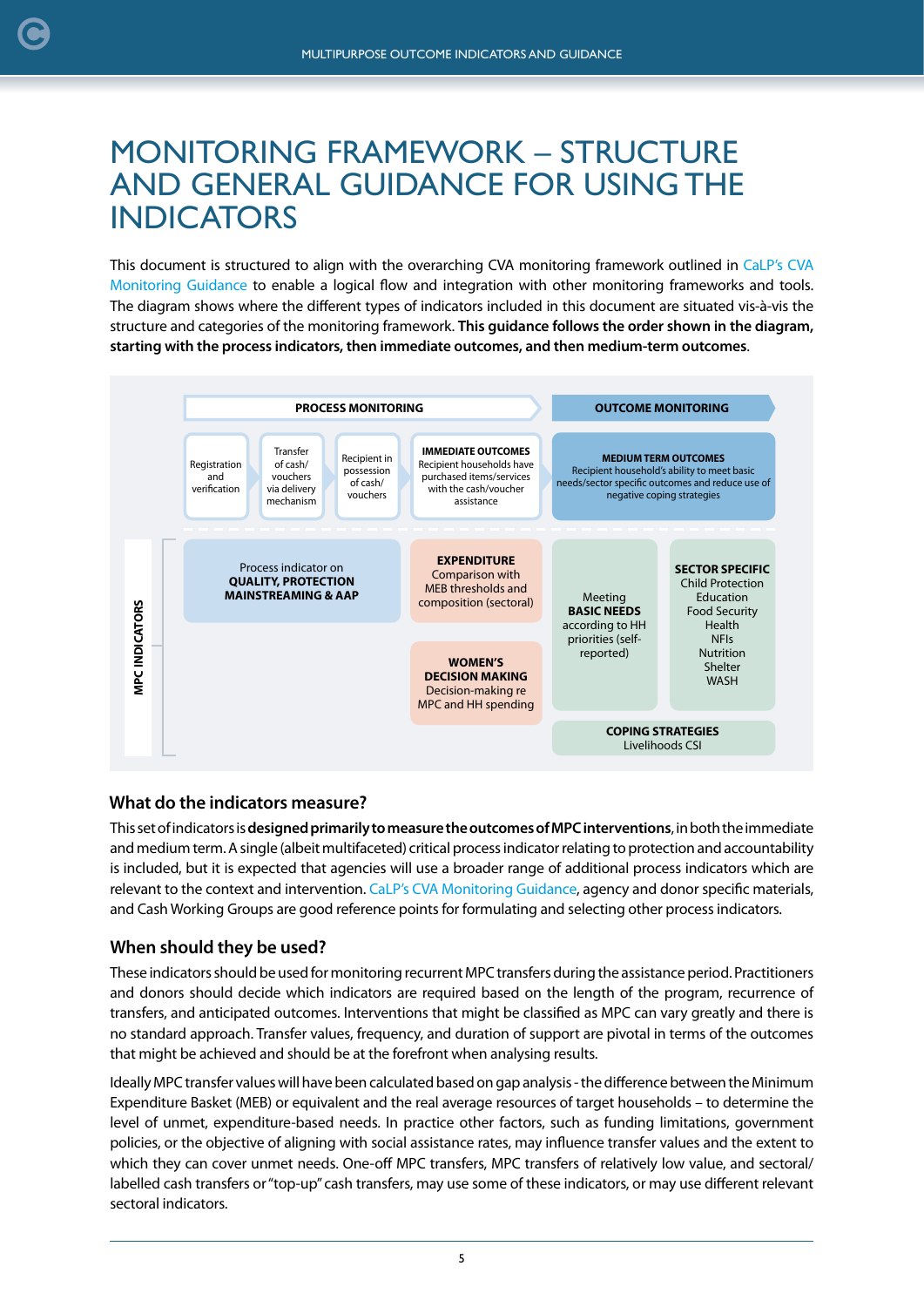# MONITORING FRAMEWORK – STRUCTURE AND GENERAL GUIDANCE FOR USING THE INDICATORS

This document is structured to align with the overarching CVA monitoring framework outlined in CaLP's CVA Monitoring Guidance to enable a logical flow and integration with other monitoring frameworks and tools. The diagram shows where the different types of indicators included in this document are situated vis-à-vis the structure and categories of the monitoring framework. **This guidance follows the order shown in the diagram, starting with the process indicators, then immediate outcomes, and then medium-term outcomes**.

PROCESS MONITORING

OUTCOME MONITORING

Registration and verification

Transfer of cash/ vouchers via delivery mechanism

Recipient in possession of cash/ vouchers

**IMMEDIATE OUTCOMES**
Recipient households have purchased items/services with the cash/voucher assistance

**MEDIUM TERM OUTCOMES**
Recipient household's ability to meet basic needs/sector specific outcomes and reduce use of negative coping strategies

**MPC INDICATORS**

Process indicator on **QUALITY, PROTECTION MAINSTREAMING & AAP**

**EXPENDITURE**
Comparison with MEB thresholds and composition (sectoral)

**WOMEN'S DECISION MAKING**
Decision-making re MPC and HH spending

Meeting **BASIC NEEDS** according to HH priorities (self-reported)

**SECTOR SPECIFIC**
Child Protection
Education
Food Security
Health
NFIs
Nutrition
Shelter
WASH

**COPING STRATEGIES**
Livelihoods CSI

## What do the indicators measure?

This set of indicators is **designed primarily to measure the outcomes of MPC interventions**, in both the immediate and medium term. A single (albeit multifaceted) critical process indicator relating to protection and accountability is included, but it is expected that agencies will use a broader range of additional process indicators which are relevant to the context and intervention. CaLP's CVA Monitoring Guidance, agency and donor specific materials, and Cash Working Groups are good reference points for formulating and selecting other process indicators.

## When should they be used?

These indicators should be used for monitoring recurrent MPC transfers during the assistance period. Practitioners and donors should decide which indicators are required based on the length of the program, recurrence of transfers, and anticipated outcomes. Interventions that might be classified as MPC can vary greatly and there is no standard approach. Transfer values, frequency, and duration of support are pivotal in terms of the outcomes that might be achieved and should be at the forefront when analysing results.

Ideally MPC transfer values will have been calculated based on gap analysis - the difference between the Minimum Expenditure Basket (MEB) or equivalent and the real average resources of target households – to determine the level of unmet, expenditure-based needs. In practice other factors, such as funding limitations, government policies, or the objective of aligning with social assistance rates, may influence transfer values and the extent to which they can cover unmet needs. One-off MPC transfers, MPC transfers of relatively low value, and sectoral/ labelled cash transfers or "top-up" cash transfers, may use some of these indicators, or may use different relevant sectoral indicators.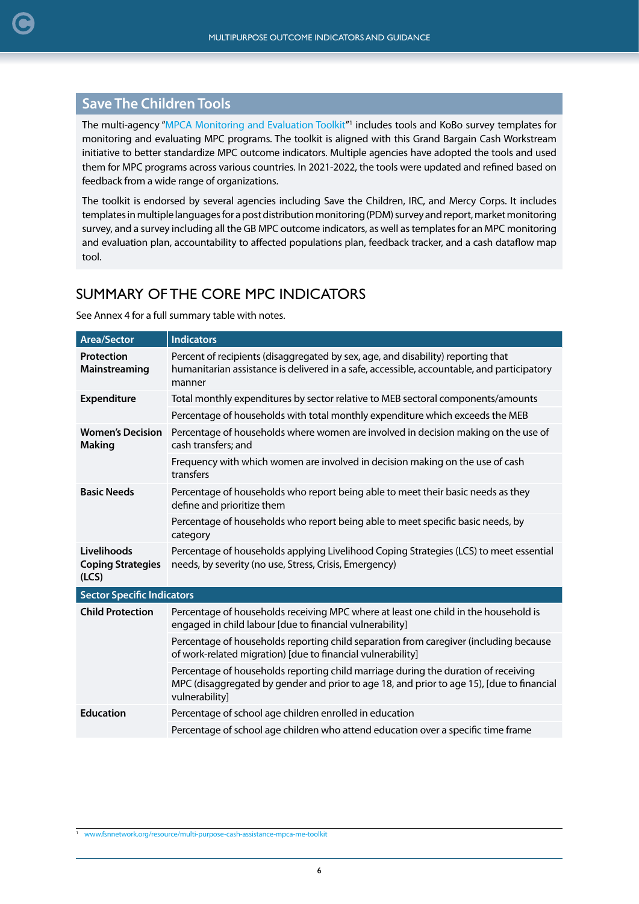## Save The Children Tools

The multi-agency "MPCA Monitoring and Evaluation Toolkit"[1] includes tools and KoBo survey templates for monitoring and evaluating MPC programs. The toolkit is aligned with this Grand Bargain Cash Workstream initiative to better standardize MPC outcome indicators. Multiple agencies have adopted the tools and used them for MPC programs across various countries. In 2021-2022, the tools were updated and refined based on feedback from a wide range of organizations.

The toolkit is endorsed by several agencies including Save the Children, IRC, and Mercy Corps. It includes templates in multiple languages for a post distribution monitoring (PDM) survey and report, market monitoring survey, and a survey including all the GB MPC outcome indicators, as well as templates for an MPC monitoring and evaluation plan, accountability to affected populations plan, feedback tracker, and a cash dataflow map tool.

## SUMMARY OF THE CORE MPC INDICATORS

See Annex 4 for a full summary table with notes.

| Area/Sector | Indicators |
|---|---|
| **Protection Mainstreaming** | Percent of recipients (disaggregated by sex, age, and disability) reporting that humanitarian assistance is delivered in a safe, accessible, accountable, and participatory manner |
| **Expenditure** | Total monthly expenditures by sector relative to MEB sectoral components/amounts |
| | Percentage of households with total monthly expenditure which exceeds the MEB |
| **Women's Decision Making** | Percentage of households where women are involved in decision making on the use of cash transfers; and |
| | Frequency with which women are involved in decision making on the use of cash transfers |
| **Basic Needs** | Percentage of households who report being able to meet their basic needs as they define and prioritize them |
| | Percentage of households who report being able to meet specific basic needs, by category |
| **Livelihoods Coping Strategies (LCS)** | Percentage of households applying Livelihood Coping Strategies (LCS) to meet essential needs, by severity (no use, Stress, Crisis, Emergency) |
| **Sector Specific Indicators** | |
| **Child Protection** | Percentage of households receiving MPC where at least one child in the household is engaged in child labour [due to financial vulnerability] |
| | Percentage of households reporting child separation from caregiver (including because of work-related migration) [due to financial vulnerability] |
| | Percentage of households reporting child marriage during the duration of receiving MPC (disaggregated by gender and prior to age 18, and prior to age 15), [due to financial vulnerability] |
| **Education** | Percentage of school age children enrolled in education |
| | Percentage of school age children who attend education over a specific time frame |

[1] www.fsnnetwork.org/resource/multi-purpose-cash-assistance-mpca-me-toolkit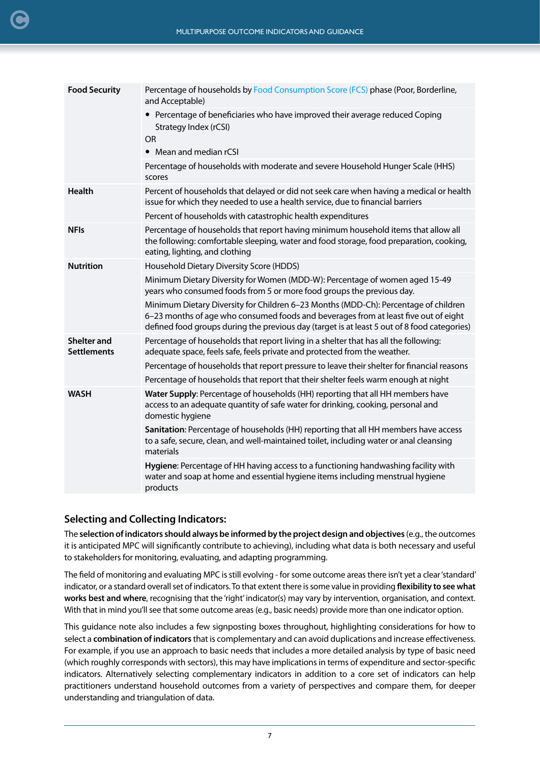| | |
|---|---|
| **Food Security** | Percentage of households by Food Consumption Score (FCS) phase (Poor, Borderline, and Acceptable) |
| | • Percentage of beneficiaries who have improved their average reduced Coping Strategy Index (rCSI)<br>OR<br>• Mean and median rCSI |
| | Percentage of households with moderate and severe Household Hunger Scale (HHS) scores |
| **Health** | Percent of households that delayed or did not seek care when having a medical or health issue for which they needed to use a health service, due to financial barriers |
| | Percent of households with catastrophic health expenditures |
| **NFIs** | Percentage of households that report having minimum household items that allow all the following: comfortable sleeping, water and food storage, food preparation, cooking, eating, lighting, and clothing |
| **Nutrition** | Household Dietary Diversity Score (HDDS) |
| | Minimum Dietary Diversity for Women (MDD-W): Percentage of women aged 15-49 years who consumed foods from 5 or more food groups the previous day. |
| | Minimum Dietary Diversity for Children 6–23 Months (MDD-Ch): Percentage of children 6–23 months of age who consumed foods and beverages from at least five out of eight defined food groups during the previous day (target is at least 5 out of 8 food categories) |
| **Shelter and Settlements** | Percentage of households that report living in a shelter that has all the following: adequate space, feels safe, feels private and protected from the weather. |
| | Percentage of households that report pressure to leave their shelter for financial reasons |
| | Percentage of households that report that their shelter feels warm enough at night |
| **WASH** | **Water Supply**: Percentage of households (HH) reporting that all HH members have access to an adequate quantity of safe water for drinking, cooking, personal and domestic hygiene |
| | **Sanitation**: Percentage of households (HH) reporting that all HH members have access to a safe, secure, clean, and well-maintained toilet, including water or anal cleansing materials |
| | **Hygiene**: Percentage of HH having access to a functioning handwashing facility with water and soap at home and essential hygiene items including menstrual hygiene products |

## Selecting and Collecting Indicators:

The **selection of indicators should always be informed by the project design and objectives** (e.g., the outcomes it is anticipated MPC will significantly contribute to achieving), including what data is both necessary and useful to stakeholders for monitoring, evaluating, and adapting programming.

The field of monitoring and evaluating MPC is still evolving - for some outcome areas there isn't yet a clear 'standard' indicator, or a standard overall set of indicators. To that extent there is some value in providing **flexibility to see what works best and where**, recognising that the 'right' indicator(s) may vary by intervention, organisation, and context. With that in mind you'll see that some outcome areas (e.g., basic needs) provide more than one indicator option.

This guidance note also includes a few signposting boxes throughout, highlighting considerations for how to select a **combination of indicators** that is complementary and can avoid duplications and increase effectiveness. For example, if you use an approach to basic needs that includes a more detailed analysis by type of basic need (which roughly corresponds with sectors), this may have implications in terms of expenditure and sector-specific indicators. Alternatively selecting complementary indicators in addition to a core set of indicators can help practitioners understand household outcomes from a variety of perspectives and compare them, for deeper understanding and triangulation of data.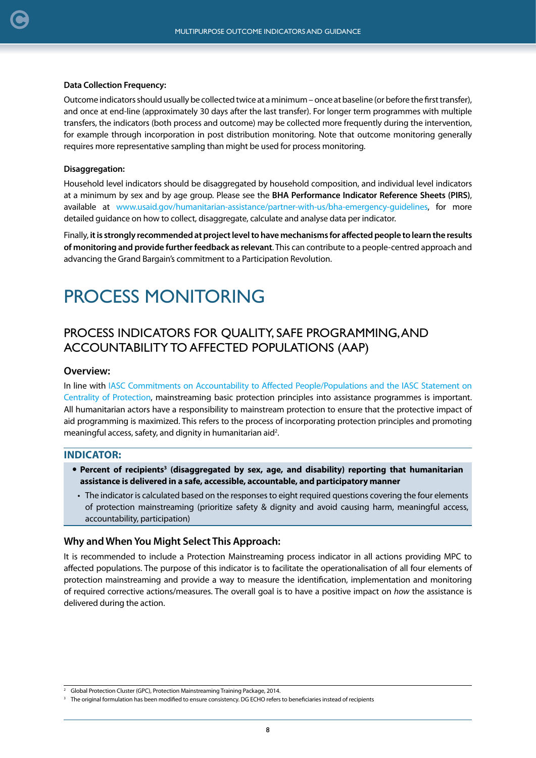**Data Collection Frequency:**

Outcome indicators should usually be collected twice at a minimum – once at baseline (or before the first transfer), and once at end-line (approximately 30 days after the last transfer). For longer term programmes with multiple transfers, the indicators (both process and outcome) may be collected more frequently during the intervention, for example through incorporation in post distribution monitoring. Note that outcome monitoring generally requires more representative sampling than might be used for process monitoring.

**Disaggregation:**

Household level indicators should be disaggregated by household composition, and individual level indicators at a minimum by sex and by age group. Please see the **BHA Performance Indicator Reference Sheets (PIRS)**, available at www.usaid.gov/humanitarian-assistance/partner-with-us/bha-emergency-guidelines, for more detailed guidance on how to collect, disaggregate, calculate and analyse data per indicator.

Finally, **it is strongly recommended at project level to have mechanisms for affected people to learn the results of monitoring and provide further feedback as relevant**. This can contribute to a people-centred approach and advancing the Grand Bargain's commitment to a Participation Revolution.

# PROCESS MONITORING

## PROCESS INDICATORS FOR QUALITY, SAFE PROGRAMMING, AND ACCOUNTABILITY TO AFFECTED POPULATIONS (AAP)

### Overview:

In line with IASC Commitments on Accountability to Affected People/Populations and the IASC Statement on Centrality of Protection, mainstreaming basic protection principles into assistance programmes is important. All humanitarian actors have a responsibility to mainstream protection to ensure that the protective impact of aid programming is maximized. This refers to the process of incorporating protection principles and promoting meaningful access, safety, and dignity in humanitarian aid[2].

### INDICATOR:

- **Percent of recipients[3] (disaggregated by sex, age, and disability) reporting that humanitarian assistance is delivered in a safe, accessible, accountable, and participatory manner**
  - The indicator is calculated based on the responses to eight required questions covering the four elements of protection mainstreaming (prioritize safety & dignity and avoid causing harm, meaningful access, accountability, participation)

### Why and When You Might Select This Approach:

It is recommended to include a Protection Mainstreaming process indicator in all actions providing MPC to affected populations. The purpose of this indicator is to facilitate the operationalisation of all four elements of protection mainstreaming and provide a way to measure the identification, implementation and monitoring of required corrective actions/measures. The overall goal is to have a positive impact on *how* the assistance is delivered during the action.

---

[2] Global Protection Cluster (GPC), Protection Mainstreaming Training Package, 2014.

[3] The original formulation has been modified to ensure consistency. DG ECHO refers to beneficiaries instead of recipients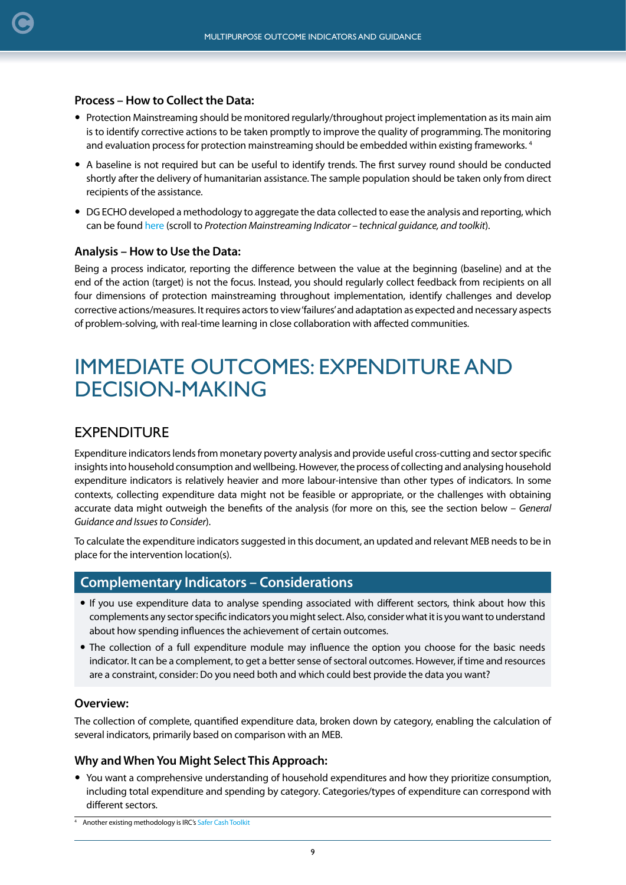### Process – How to Collect the Data:

- Protection Mainstreaming should be monitored regularly/throughout project implementation as its main aim is to identify corrective actions to be taken promptly to improve the quality of programming. The monitoring and evaluation process for protection mainstreaming should be embedded within existing frameworks. [4]
- A baseline is not required but can be useful to identify trends. The first survey round should be conducted shortly after the delivery of humanitarian assistance. The sample population should be taken only from direct recipients of the assistance.
- DG ECHO developed a methodology to aggregate the data collected to ease the analysis and reporting, which can be found here (scroll to *Protection Mainstreaming Indicator – technical guidance, and toolkit*).

### Analysis – How to Use the Data:

Being a process indicator, reporting the difference between the value at the beginning (baseline) and at the end of the action (target) is not the focus. Instead, you should regularly collect feedback from recipients on all four dimensions of protection mainstreaming throughout implementation, identify challenges and develop corrective actions/measures. It requires actors to view 'failures' and adaptation as expected and necessary aspects of problem-solving, with real-time learning in close collaboration with affected communities.

# IMMEDIATE OUTCOMES: EXPENDITURE AND DECISION-MAKING

## EXPENDITURE

Expenditure indicators lends from monetary poverty analysis and provide useful cross-cutting and sector specific insights into household consumption and wellbeing. However, the process of collecting and analysing household expenditure indicators is relatively heavier and more labour-intensive than other types of indicators. In some contexts, collecting expenditure data might not be feasible or appropriate, or the challenges with obtaining accurate data might outweigh the benefits of the analysis (for more on this, see the section below – *General Guidance and Issues to Consider*).

To calculate the expenditure indicators suggested in this document, an updated and relevant MEB needs to be in place for the intervention location(s).

### Complementary Indicators – Considerations

- If you use expenditure data to analyse spending associated with different sectors, think about how this complements any sector specific indicators you might select. Also, consider what it is you want to understand about how spending influences the achievement of certain outcomes.
- The collection of a full expenditure module may influence the option you choose for the basic needs indicator. It can be a complement, to get a better sense of sectoral outcomes. However, if time and resources are a constraint, consider: Do you need both and which could best provide the data you want?

### Overview:

The collection of complete, quantified expenditure data, broken down by category, enabling the calculation of several indicators, primarily based on comparison with an MEB.

### Why and When You Might Select This Approach:

- You want a comprehensive understanding of household expenditures and how they prioritize consumption, including total expenditure and spending by category. Categories/types of expenditure can correspond with different sectors.

[4] Another existing methodology is IRC's Safer Cash Toolkit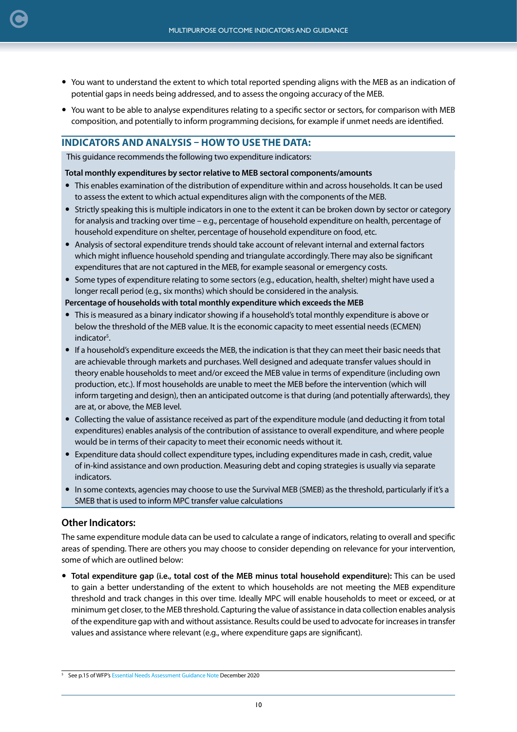- You want to understand the extent to which total reported spending aligns with the MEB as an indication of potential gaps in needs being addressed, and to assess the ongoing accuracy of the MEB.
- You want to be able to analyse expenditures relating to a specific sector or sectors, for comparison with MEB composition, and potentially to inform programming decisions, for example if unmet needs are identified.

## INDICATORS AND ANALYSIS – HOW TO USE THE DATA:

This guidance recommends the following two expenditure indicators:

**Total monthly expenditures by sector relative to MEB sectoral components/amounts**

- This enables examination of the distribution of expenditure within and across households. It can be used to assess the extent to which actual expenditures align with the components of the MEB.
- Strictly speaking this is multiple indicators in one to the extent it can be broken down by sector or category for analysis and tracking over time – e.g., percentage of household expenditure on health, percentage of household expenditure on shelter, percentage of household expenditure on food, etc.
- Analysis of sectoral expenditure trends should take account of relevant internal and external factors which might influence household spending and triangulate accordingly. There may also be significant expenditures that are not captured in the MEB, for example seasonal or emergency costs.
- Some types of expenditure relating to some sectors (e.g., education, health, shelter) might have used a longer recall period (e.g., six months) which should be considered in the analysis.

**Percentage of households with total monthly expenditure which exceeds the MEB**

- This is measured as a binary indicator showing if a household's total monthly expenditure is above or below the threshold of the MEB value. It is the economic capacity to meet essential needs (ECMEN) indicator[5].
- If a household's expenditure exceeds the MEB, the indication is that they can meet their basic needs that are achievable through markets and purchases. Well designed and adequate transfer values should in theory enable households to meet and/or exceed the MEB value in terms of expenditure (including own production, etc.). If most households are unable to meet the MEB before the intervention (which will inform targeting and design), then an anticipated outcome is that during (and potentially afterwards), they are at, or above, the MEB level.
- Collecting the value of assistance received as part of the expenditure module (and deducting it from total expenditures) enables analysis of the contribution of assistance to overall expenditure, and where people would be in terms of their capacity to meet their economic needs without it.
- Expenditure data should collect expenditure types, including expenditures made in cash, credit, value of in-kind assistance and own production. Measuring debt and coping strategies is usually via separate indicators.
- In some contexts, agencies may choose to use the Survival MEB (SMEB) as the threshold, particularly if it's a SMEB that is used to inform MPC transfer value calculations

### Other Indicators:

The same expenditure module data can be used to calculate a range of indicators, relating to overall and specific areas of spending. There are others you may choose to consider depending on relevance for your intervention, some of which are outlined below:

- **Total expenditure gap (i.e., total cost of the MEB minus total household expenditure):** This can be used to gain a better understanding of the extent to which households are not meeting the MEB expenditure threshold and track changes in this over time. Ideally MPC will enable households to meet or exceed, or at minimum get closer, to the MEB threshold. Capturing the value of assistance in data collection enables analysis of the expenditure gap with and without assistance. Results could be used to advocate for increases in transfer values and assistance where relevant (e.g., where expenditure gaps are significant).

[5] See p.15 of WFP's Essential Needs Assessment Guidance Note December 2020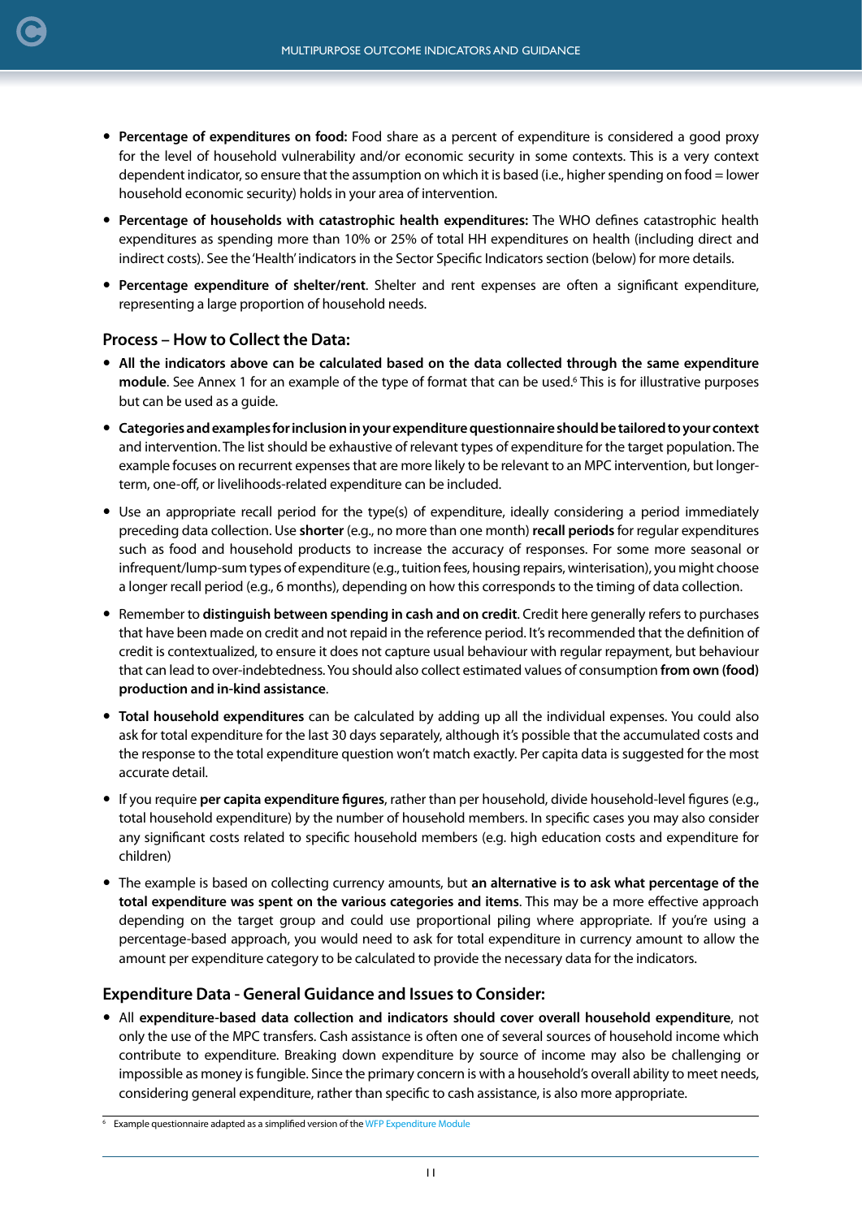- **Percentage of expenditures on food:** Food share as a percent of expenditure is considered a good proxy for the level of household vulnerability and/or economic security in some contexts. This is a very context dependent indicator, so ensure that the assumption on which it is based (i.e., higher spending on food = lower household economic security) holds in your area of intervention.
- **Percentage of households with catastrophic health expenditures:** The WHO defines catastrophic health expenditures as spending more than 10% or 25% of total HH expenditures on health (including direct and indirect costs). See the 'Health' indicators in the Sector Specific Indicators section (below) for more details.
- **Percentage expenditure of shelter/rent**. Shelter and rent expenses are often a significant expenditure, representing a large proportion of household needs.

### Process – How to Collect the Data:

- **All the indicators above can be calculated based on the data collected through the same expenditure module**. See Annex 1 for an example of the type of format that can be used.[6] This is for illustrative purposes but can be used as a guide.
- **Categories and examples for inclusion in your expenditure questionnaire should be tailored to your context** and intervention. The list should be exhaustive of relevant types of expenditure for the target population. The example focuses on recurrent expenses that are more likely to be relevant to an MPC intervention, but longer-term, one-off, or livelihoods-related expenditure can be included.
- Use an appropriate recall period for the type(s) of expenditure, ideally considering a period immediately preceding data collection. Use **shorter** (e.g., no more than one month) **recall periods** for regular expenditures such as food and household products to increase the accuracy of responses. For some more seasonal or infrequent/lump-sum types of expenditure (e.g., tuition fees, housing repairs, winterisation), you might choose a longer recall period (e.g., 6 months), depending on how this corresponds to the timing of data collection.
- Remember to **distinguish between spending in cash and on credit**. Credit here generally refers to purchases that have been made on credit and not repaid in the reference period. It's recommended that the definition of credit is contextualized, to ensure it does not capture usual behaviour with regular repayment, but behaviour that can lead to over-indebtedness. You should also collect estimated values of consumption **from own (food) production and in-kind assistance**.
- **Total household expenditures** can be calculated by adding up all the individual expenses. You could also ask for total expenditure for the last 30 days separately, although it's possible that the accumulated costs and the response to the total expenditure question won't match exactly. Per capita data is suggested for the most accurate detail.
- If you require **per capita expenditure figures**, rather than per household, divide household-level figures (e.g., total household expenditure) by the number of household members. In specific cases you may also consider any significant costs related to specific household members (e.g. high education costs and expenditure for children)
- The example is based on collecting currency amounts, but **an alternative is to ask what percentage of the total expenditure was spent on the various categories and items**. This may be a more effective approach depending on the target group and could use proportional piling where appropriate. If you're using a percentage-based approach, you would need to ask for total expenditure in currency amount to allow the amount per expenditure category to be calculated to provide the necessary data for the indicators.

### Expenditure Data - General Guidance and Issues to Consider:

- All **expenditure-based data collection and indicators should cover overall household expenditure**, not only the use of the MPC transfers. Cash assistance is often one of several sources of household income which contribute to expenditure. Breaking down expenditure by source of income may also be challenging or impossible as money is fungible. Since the primary concern is with a household's overall ability to meet needs, considering general expenditure, rather than specific to cash assistance, is also more appropriate.

[6] Example questionnaire adapted as a simplified version of the WFP Expenditure Module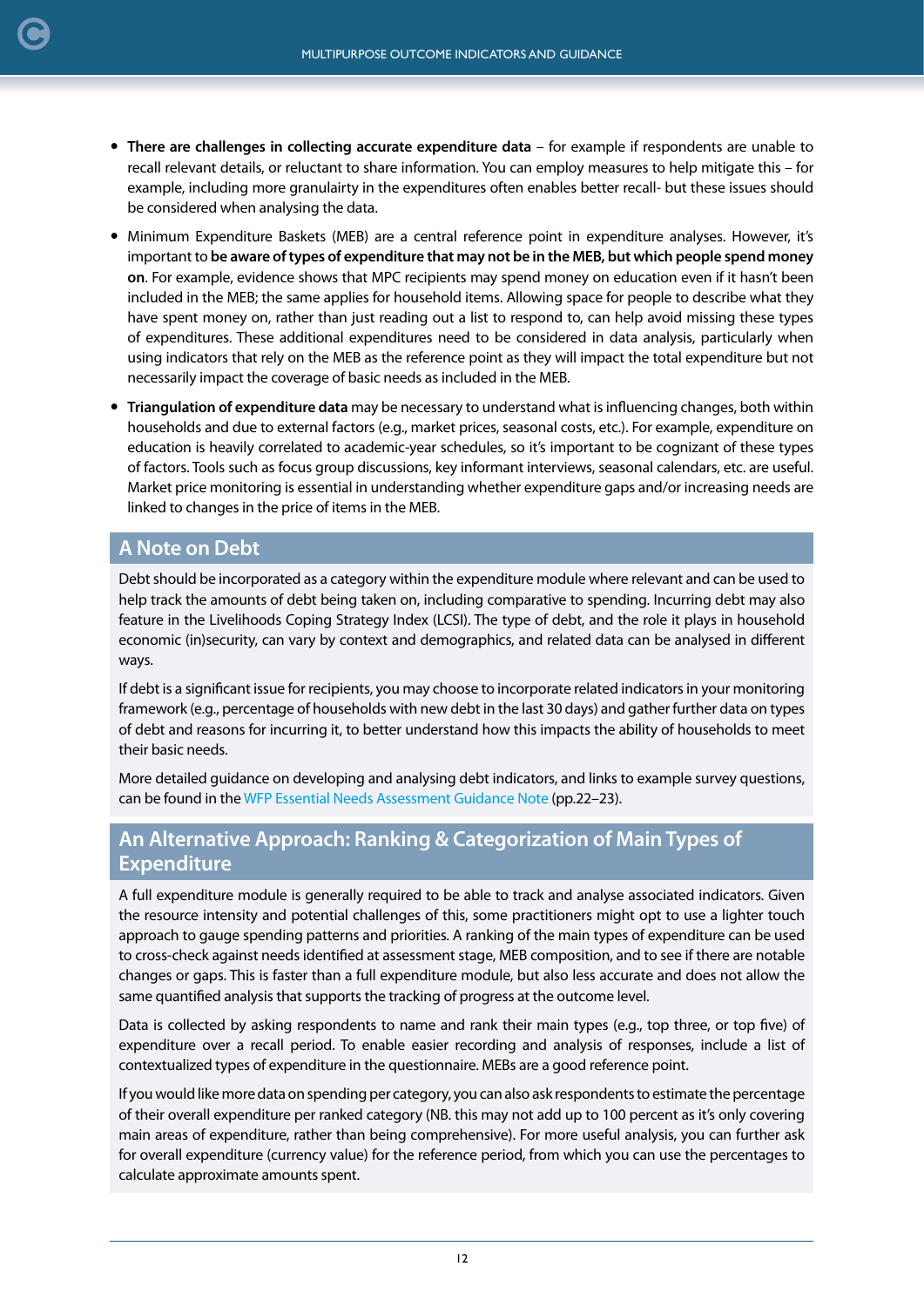- **There are challenges in collecting accurate expenditure data** – for example if respondents are unable to recall relevant details, or reluctant to share information. You can employ measures to help mitigate this – for example, including more granulairty in the expenditures often enables better recall- but these issues should be considered when analysing the data.
- Minimum Expenditure Baskets (MEB) are a central reference point in expenditure analyses. However, it's important to **be aware of types of expenditure that may not be in the MEB, but which people spend money on**. For example, evidence shows that MPC recipients may spend money on education even if it hasn't been included in the MEB; the same applies for household items. Allowing space for people to describe what they have spent money on, rather than just reading out a list to respond to, can help avoid missing these types of expenditures. These additional expenditures need to be considered in data analysis, particularly when using indicators that rely on the MEB as the reference point as they will impact the total expenditure but not necessarily impact the coverage of basic needs as included in the MEB.
- **Triangulation of expenditure data** may be necessary to understand what is influencing changes, both within households and due to external factors (e.g., market prices, seasonal costs, etc.). For example, expenditure on education is heavily correlated to academic-year schedules, so it's important to be cognizant of these types of factors. Tools such as focus group discussions, key informant interviews, seasonal calendars, etc. are useful. Market price monitoring is essential in understanding whether expenditure gaps and/or increasing needs are linked to changes in the price of items in the MEB.

## A Note on Debt

Debt should be incorporated as a category within the expenditure module where relevant and can be used to help track the amounts of debt being taken on, including comparative to spending. Incurring debt may also feature in the Livelihoods Coping Strategy Index (LCSI). The type of debt, and the role it plays in household economic (in)security, can vary by context and demographics, and related data can be analysed in different ways.

If debt is a significant issue for recipients, you may choose to incorporate related indicators in your monitoring framework (e.g., percentage of households with new debt in the last 30 days) and gather further data on types of debt and reasons for incurring it, to better understand how this impacts the ability of households to meet their basic needs.

More detailed guidance on developing and analysing debt indicators, and links to example survey questions, can be found in the WFP Essential Needs Assessment Guidance Note (pp.22–23).

## An Alternative Approach: Ranking & Categorization of Main Types of Expenditure

A full expenditure module is generally required to be able to track and analyse associated indicators. Given the resource intensity and potential challenges of this, some practitioners might opt to use a lighter touch approach to gauge spending patterns and priorities. A ranking of the main types of expenditure can be used to cross-check against needs identified at assessment stage, MEB composition, and to see if there are notable changes or gaps. This is faster than a full expenditure module, but also less accurate and does not allow the same quantified analysis that supports the tracking of progress at the outcome level.

Data is collected by asking respondents to name and rank their main types (e.g., top three, or top five) of expenditure over a recall period. To enable easier recording and analysis of responses, include a list of contextualized types of expenditure in the questionnaire. MEBs are a good reference point.

If you would like more data on spending per category, you can also ask respondents to estimate the percentage of their overall expenditure per ranked category (NB. this may not add up to 100 percent as it's only covering main areas of expenditure, rather than being comprehensive). For more useful analysis, you can further ask for overall expenditure (currency value) for the reference period, from which you can use the percentages to calculate approximate amounts spent.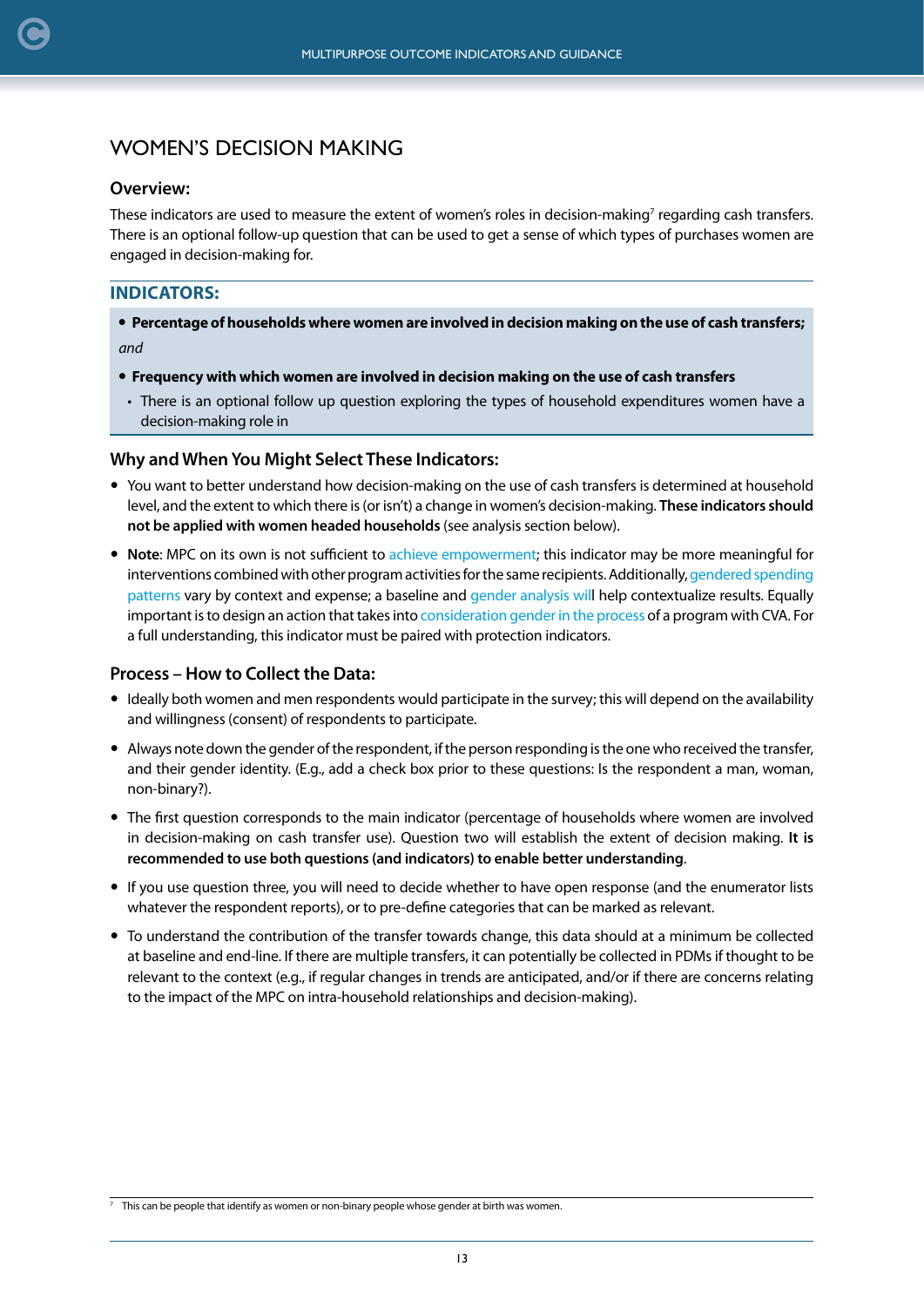# WOMEN'S DECISION MAKING

## Overview:

These indicators are used to measure the extent of women's roles in decision-making[7] regarding cash transfers. There is an optional follow-up question that can be used to get a sense of which types of purchases women are engaged in decision-making for.

## INDICATORS:

- **Percentage of households where women are involved in decision making on the use of cash transfers;**

*and*

- **Frequency with which women are involved in decision making on the use of cash transfers**
  - There is an optional follow up question exploring the types of household expenditures women have a decision-making role in

## Why and When You Might Select These Indicators:

- You want to better understand how decision-making on the use of cash transfers is determined at household level, and the extent to which there is (or isn't) a change in women's decision-making. **These indicators should not be applied with women headed households** (see analysis section below).
- **Note**: MPC on its own is not sufficient to achieve empowerment; this indicator may be more meaningful for interventions combined with other program activities for the same recipients. Additionally, gendered spending patterns vary by context and expense; a baseline and gender analysis will help contextualize results. Equally important is to design an action that takes into consideration gender in the process of a program with CVA. For a full understanding, this indicator must be paired with protection indicators.

## Process – How to Collect the Data:

- Ideally both women and men respondents would participate in the survey; this will depend on the availability and willingness (consent) of respondents to participate.
- Always note down the gender of the respondent, if the person responding is the one who received the transfer, and their gender identity. (E.g., add a check box prior to these questions: Is the respondent a man, woman, non-binary?).
- The first question corresponds to the main indicator (percentage of households where women are involved in decision-making on cash transfer use). Question two will establish the extent of decision making. **It is recommended to use both questions (and indicators) to enable better understanding**.
- If you use question three, you will need to decide whether to have open response (and the enumerator lists whatever the respondent reports), or to pre-define categories that can be marked as relevant.
- To understand the contribution of the transfer towards change, this data should at a minimum be collected at baseline and end-line. If there are multiple transfers, it can potentially be collected in PDMs if thought to be relevant to the context (e.g., if regular changes in trends are anticipated, and/or if there are concerns relating to the impact of the MPC on intra-household relationships and decision-making).

---

[7] This can be people that identify as women or non-binary people whose gender at birth was women.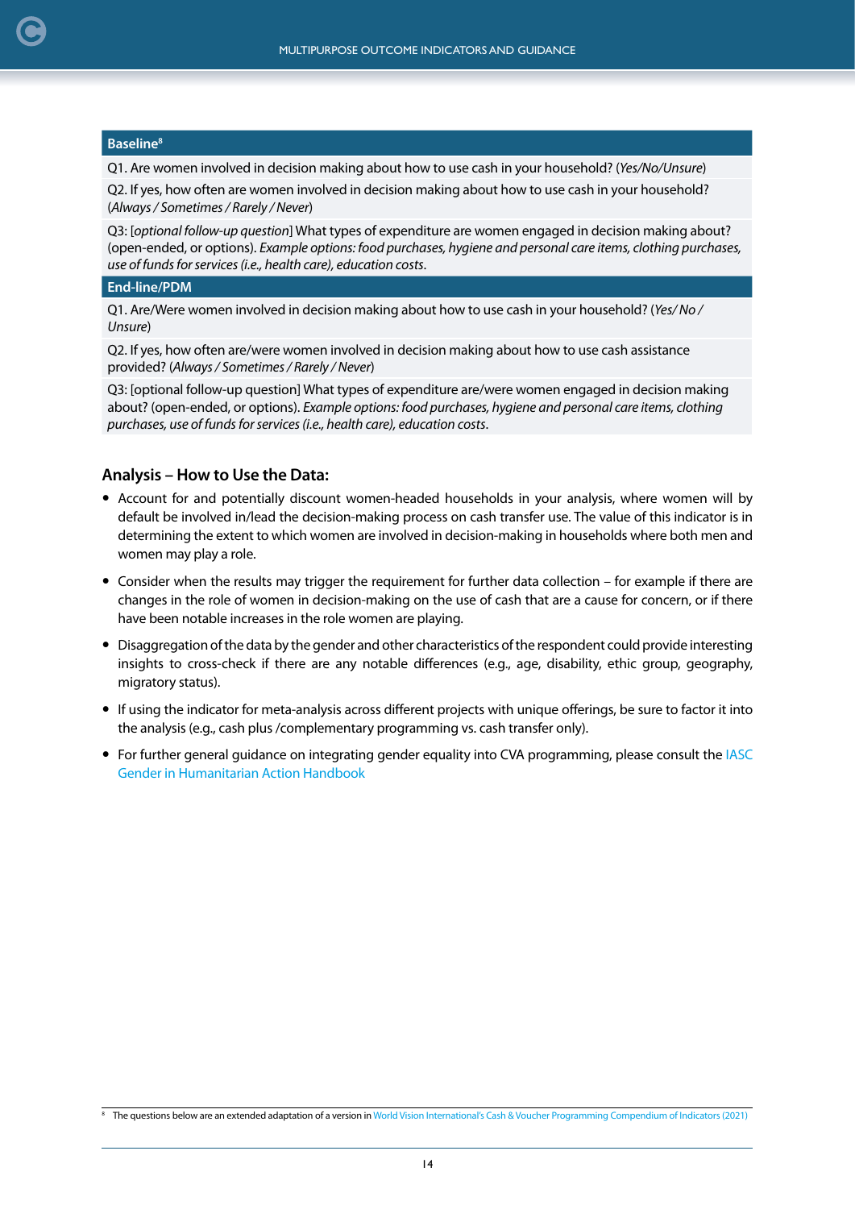**Baseline**[8]

Q1. Are women involved in decision making about how to use cash in your household? (*Yes/No/Unsure*)

Q2. If yes, how often are women involved in decision making about how to use cash in your household? (*Always / Sometimes / Rarely / Never*)

Q3: [*optional follow-up question*] What types of expenditure are women engaged in decision making about? (open-ended, or options). *Example options: food purchases, hygiene and personal care items, clothing purchases, use of funds for services (i.e., health care), education costs.*

**End-line/PDM**

Q1. Are/Were women involved in decision making about how to use cash in your household? (*Yes/ No / Unsure*)

Q2. If yes, how often are/were women involved in decision making about how to use cash assistance provided? (*Always / Sometimes / Rarely / Never*)

Q3: [optional follow-up question] What types of expenditure are/were women engaged in decision making about? (open-ended, or options). *Example options: food purchases, hygiene and personal care items, clothing purchases, use of funds for services (i.e., health care), education costs.*

## Analysis – How to Use the Data:

- Account for and potentially discount women-headed households in your analysis, where women will by default be involved in/lead the decision-making process on cash transfer use. The value of this indicator is in determining the extent to which women are involved in decision-making in households where both men and women may play a role.
- Consider when the results may trigger the requirement for further data collection – for example if there are changes in the role of women in decision-making on the use of cash that are a cause for concern, or if there have been notable increases in the role women are playing.
- Disaggregation of the data by the gender and other characteristics of the respondent could provide interesting insights to cross-check if there are any notable differences (e.g., age, disability, ethic group, geography, migratory status).
- If using the indicator for meta-analysis across different projects with unique offerings, be sure to factor it into the analysis (e.g., cash plus /complementary programming vs. cash transfer only).
- For further general guidance on integrating gender equality into CVA programming, please consult the IASC Gender in Humanitarian Action Handbook

[8] The questions below are an extended adaptation of a version in World Vision International's Cash & Voucher Programming Compendium of Indicators (2021)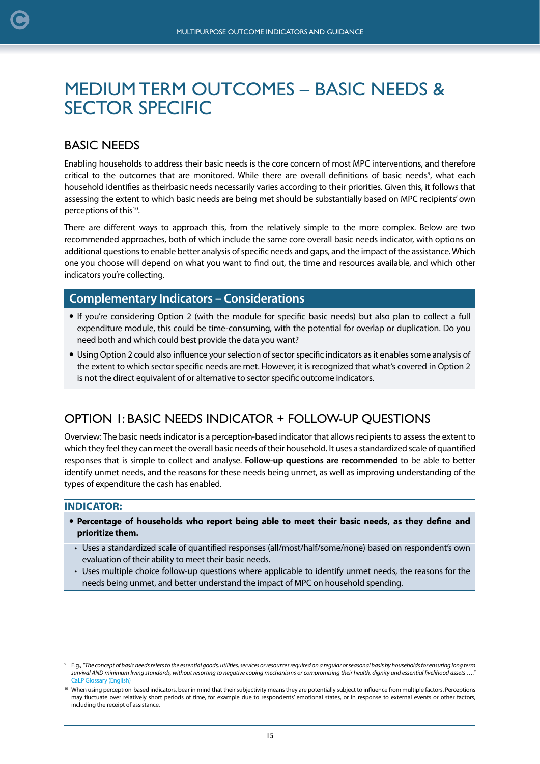# MEDIUM TERM OUTCOMES – BASIC NEEDS & SECTOR SPECIFIC

## BASIC NEEDS

Enabling households to address their basic needs is the core concern of most MPC interventions, and therefore critical to the outcomes that are monitored. While there are overall definitions of basic needs[9], what each household identifies as theirbasic needs necessarily varies according to their priorities. Given this, it follows that assessing the extent to which basic needs are being met should be substantially based on MPC recipients' own perceptions of this[10].

There are different ways to approach this, from the relatively simple to the more complex. Below are two recommended approaches, both of which include the same core overall basic needs indicator, with options on additional questions to enable better analysis of specific needs and gaps, and the impact of the assistance. Which one you choose will depend on what you want to find out, the time and resources available, and which other indicators you're collecting.

### Complementary Indicators – Considerations

- If you're considering Option 2 (with the module for specific basic needs) but also plan to collect a full expenditure module, this could be time-consuming, with the potential for overlap or duplication. Do you need both and which could best provide the data you want?
- Using Option 2 could also influence your selection of sector specific indicators as it enables some analysis of the extent to which sector specific needs are met. However, it is recognized that what's covered in Option 2 is not the direct equivalent of or alternative to sector specific outcome indicators.

## OPTION 1: BASIC NEEDS INDICATOR + FOLLOW-UP QUESTIONS

Overview: The basic needs indicator is a perception-based indicator that allows recipients to assess the extent to which they feel they can meet the overall basic needs of their household. It uses a standardized scale of quantified responses that is simple to collect and analyse. **Follow-up questions are recommended** to be able to better identify unmet needs, and the reasons for these needs being unmet, as well as improving understanding of the types of expenditure the cash has enabled.

### INDICATOR:

- **Percentage of households who report being able to meet their basic needs, as they define and prioritize them.**
  - Uses a standardized scale of quantified responses (all/most/half/some/none) based on respondent's own evaluation of their ability to meet their basic needs.
  - Uses multiple choice follow-up questions where applicable to identify unmet needs, the reasons for the needs being unmet, and better understand the impact of MPC on household spending.

---

[9] E.g., *"The concept of basic needs refers to the essential goods, utilities, services or resources required on a regular or seasonal basis by households for ensuring long term survival AND minimum living standards, without resorting to negative coping mechanisms or compromising their health, dignity and essential livelihood assets …."* CaLP Glossary (English)

[10] When using perception-based indicators, bear in mind that their subjectivity means they are potentially subject to influence from multiple factors. Perceptions may fluctuate over relatively short periods of time, for example due to respondents' emotional states, or in response to external events or other factors, including the receipt of assistance.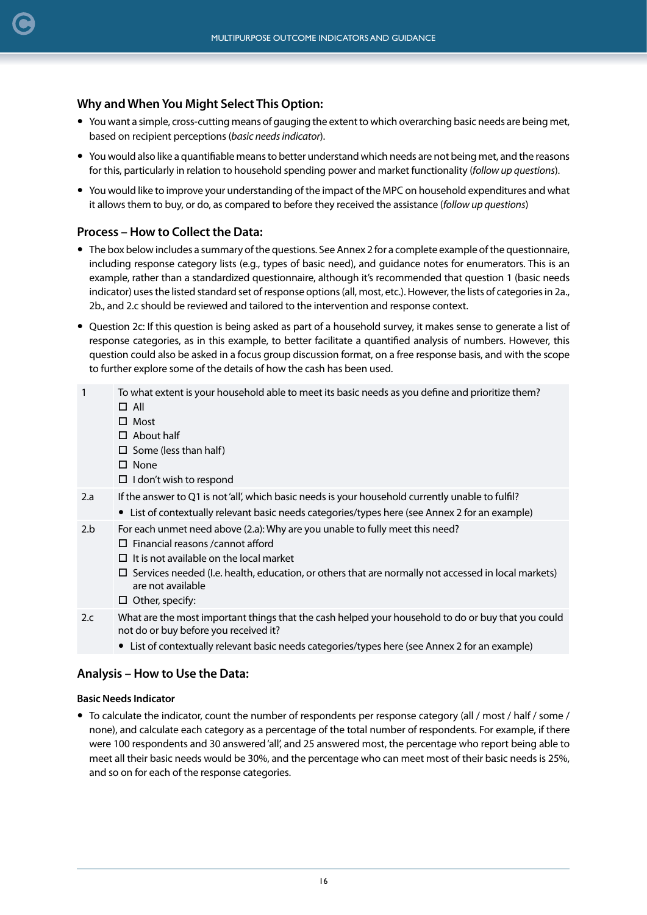### Why and When You Might Select This Option:

- You want a simple, cross-cutting means of gauging the extent to which overarching basic needs are being met, based on recipient perceptions (*basic needs indicator*).
- You would also like a quantifiable means to better understand which needs are not being met, and the reasons for this, particularly in relation to household spending power and market functionality (*follow up questions*).
- You would like to improve your understanding of the impact of the MPC on household expenditures and what it allows them to buy, or do, as compared to before they received the assistance (*follow up questions*)

### Process – How to Collect the Data:

- The box below includes a summary of the questions. See Annex 2 for a complete example of the questionnaire, including response category lists (e.g., types of basic need), and guidance notes for enumerators. This is an example, rather than a standardized questionnaire, although it's recommended that question 1 (basic needs indicator) uses the listed standard set of response options (all, most, etc.). However, the lists of categories in 2a., 2b., and 2.c should be reviewed and tailored to the intervention and response context.
- Question 2c: If this question is being asked as part of a household survey, it makes sense to generate a list of response categories, as in this example, to better facilitate a quantified analysis of numbers. However, this question could also be asked in a focus group discussion format, on a free response basis, and with the scope to further explore some of the details of how the cash has been used.

| | |
|---|---|
| 1 | To what extent is your household able to meet its basic needs as you define and prioritize them?<br>☐ All<br>☐ Most<br>☐ About half<br>☐ Some (less than half)<br>☐ None<br>☐ I don't wish to respond |
| 2.a | If the answer to Q1 is not 'all', which basic needs is your household currently unable to fulfil?<br>• List of contextually relevant basic needs categories/types here (see Annex 2 for an example) |
| 2.b | For each unmet need above (2.a): Why are you unable to fully meet this need?<br>☐ Financial reasons /cannot afford<br>☐ It is not available on the local market<br>☐ Services needed (I.e. health, education, or others that are normally not accessed in local markets) are not available<br>☐ Other, specify: |
| 2.c | What are the most important things that the cash helped your household to do or buy that you could not do or buy before you received it?<br>• List of contextually relevant basic needs categories/types here (see Annex 2 for an example) |

### Analysis – How to Use the Data:

**Basic Needs Indicator**

- To calculate the indicator, count the number of respondents per response category (all / most / half / some / none), and calculate each category as a percentage of the total number of respondents. For example, if there were 100 respondents and 30 answered 'all', and 25 answered most, the percentage who report being able to meet all their basic needs would be 30%, and the percentage who can meet most of their basic needs is 25%, and so on for each of the response categories.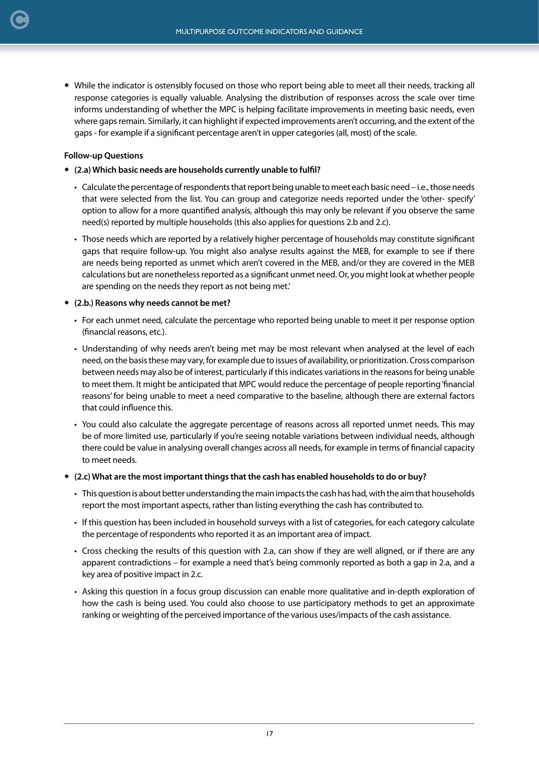- While the indicator is ostensibly focused on those who report being able to meet all their needs, tracking all response categories is equally valuable. Analysing the distribution of responses across the scale over time informs understanding of whether the MPC is helping facilitate improvements in meeting basic needs, even where gaps remain. Similarly, it can highlight if expected improvements aren't occurring, and the extent of the gaps - for example if a significant percentage aren't in upper categories (all, most) of the scale.

**Follow-up Questions**

- **(2.a) Which basic needs are households currently unable to fulfil?**
  - Calculate the percentage of respondents that report being unable to meet each basic need – i.e., those needs that were selected from the list. You can group and categorize needs reported under the 'other- specify' option to allow for a more quantified analysis, although this may only be relevant if you observe the same need(s) reported by multiple households (this also applies for questions 2.b and 2.c).
  - Those needs which are reported by a relatively higher percentage of households may constitute significant gaps that require follow-up. You might also analyse results against the MEB, for example to see if there are needs being reported as unmet which aren't covered in the MEB, and/or they are covered in the MEB calculations but are nonetheless reported as a significant unmet need. Or, you might look at whether people are spending on the needs they report as not being met.'
- **(2.b.) Reasons why needs cannot be met?**
  - For each unmet need, calculate the percentage who reported being unable to meet it per response option (financial reasons, etc.).
  - Understanding of why needs aren't being met may be most relevant when analysed at the level of each need, on the basis these may vary, for example due to issues of availability, or prioritization. Cross comparison between needs may also be of interest, particularly if this indicates variations in the reasons for being unable to meet them. It might be anticipated that MPC would reduce the percentage of people reporting 'financial reasons' for being unable to meet a need comparative to the baseline, although there are external factors that could influence this.
  - You could also calculate the aggregate percentage of reasons across all reported unmet needs. This may be of more limited use, particularly if you're seeing notable variations between individual needs, although there could be value in analysing overall changes across all needs, for example in terms of financial capacity to meet needs.
- **(2.c) What are the most important things that the cash has enabled households to do or buy?**
  - This question is about better understanding the main impacts the cash has had, with the aim that households report the most important aspects, rather than listing everything the cash has contributed to.
  - If this question has been included in household surveys with a list of categories, for each category calculate the percentage of respondents who reported it as an important area of impact.
  - Cross checking the results of this question with 2.a, can show if they are well aligned, or if there are any apparent contradictions – for example a need that's being commonly reported as both a gap in 2.a, and a key area of positive impact in 2.c.
  - Asking this question in a focus group discussion can enable more qualitative and in-depth exploration of how the cash is being used. You could also choose to use participatory methods to get an approximate ranking or weighting of the perceived importance of the various uses/impacts of the cash assistance.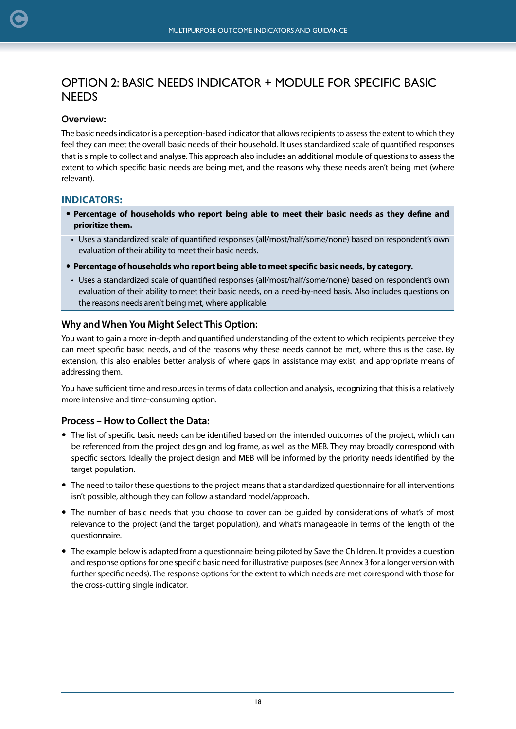# OPTION 2: BASIC NEEDS INDICATOR + MODULE FOR SPECIFIC BASIC NEEDS

### Overview:

The basic needs indicator is a perception-based indicator that allows recipients to assess the extent to which they feel they can meet the overall basic needs of their household. It uses standardized scale of quantified responses that is simple to collect and analyse. This approach also includes an additional module of questions to assess the extent to which specific basic needs are being met, and the reasons why these needs aren't being met (where relevant).

### INDICATORS:

- **Percentage of households who report being able to meet their basic needs as they define and prioritize them.**
  - Uses a standardized scale of quantified responses (all/most/half/some/none) based on respondent's own evaluation of their ability to meet their basic needs.
- **Percentage of households who report being able to meet specific basic needs, by category.**
  - Uses a standardized scale of quantified responses (all/most/half/some/none) based on respondent's own evaluation of their ability to meet their basic needs, on a need-by-need basis. Also includes questions on the reasons needs aren't being met, where applicable.

### Why and When You Might Select This Option:

You want to gain a more in-depth and quantified understanding of the extent to which recipients perceive they can meet specific basic needs, and of the reasons why these needs cannot be met, where this is the case. By extension, this also enables better analysis of where gaps in assistance may exist, and appropriate means of addressing them.

You have sufficient time and resources in terms of data collection and analysis, recognizing that this is a relatively more intensive and time-consuming option.

### Process – How to Collect the Data:

- The list of specific basic needs can be identified based on the intended outcomes of the project, which can be referenced from the project design and log frame, as well as the MEB. They may broadly correspond with specific sectors. Ideally the project design and MEB will be informed by the priority needs identified by the target population.
- The need to tailor these questions to the project means that a standardized questionnaire for all interventions isn't possible, although they can follow a standard model/approach.
- The number of basic needs that you choose to cover can be guided by considerations of what's of most relevance to the project (and the target population), and what's manageable in terms of the length of the questionnaire.
- The example below is adapted from a questionnaire being piloted by Save the Children. It provides a question and response options for one specific basic need for illustrative purposes (see Annex 3 for a longer version with further specific needs). The response options for the extent to which needs are met correspond with those for the cross-cutting single indicator.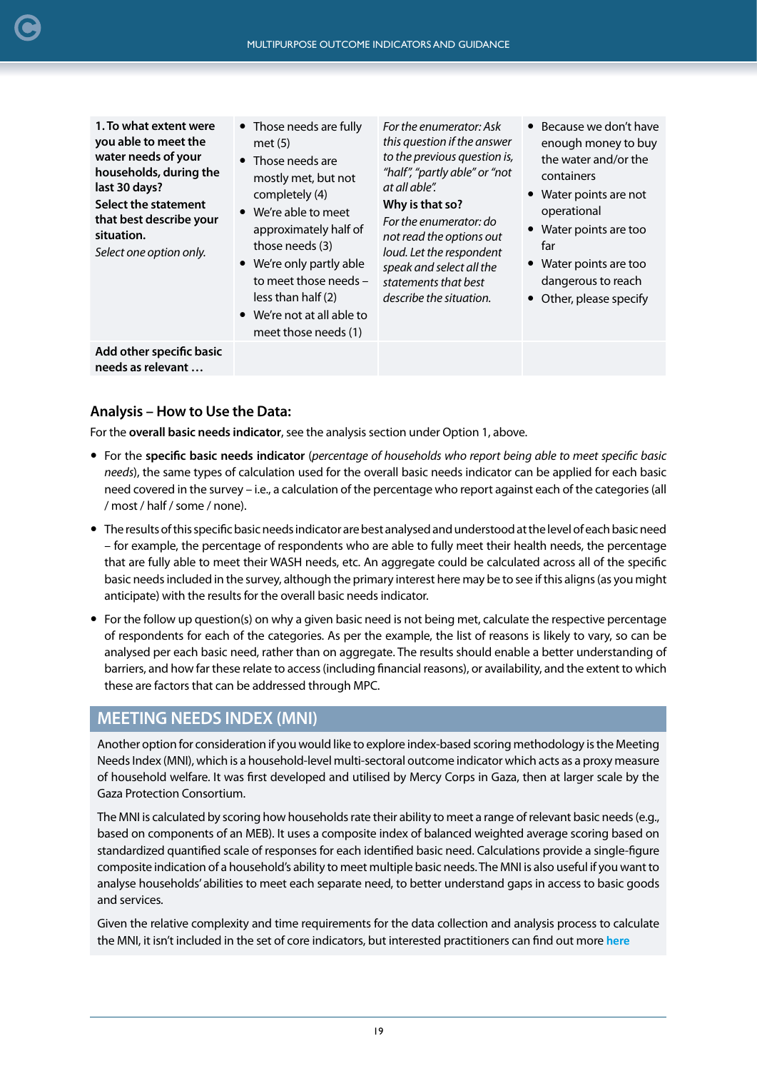| **1. To what extent were you able to meet the water needs of your households, during the last 30 days?** **Select the statement that best describe your situation.** *Select one option only.* | • Those needs are fully met (5)<br>• Those needs are mostly met, but not completely (4)<br>• We're able to meet approximately half of those needs (3)<br>• We're only partly able to meet those needs – less than half (2)<br>• We're not at all able to meet those needs (1) | *For the enumerator: Ask this question if the answer to the previous question is, "half", "partly able" or "not at all able".* **Why is that so?** *For the enumerator: do not read the options out loud. Let the respondent speak and select all the statements that best describe the situation.* | • Because we don't have enough money to buy the water and/or the containers<br>• Water points are not operational<br>• Water points are too far<br>• Water points are too dangerous to reach<br>• Other, please specify |
|---|---|---|---|
| **Add other specific basic needs as relevant …** | | | |

## Analysis – How to Use the Data:

For the **overall basic needs indicator**, see the analysis section under Option 1, above.

- For the **specific basic needs indicator** (*percentage of households who report being able to meet specific basic needs*), the same types of calculation used for the overall basic needs indicator can be applied for each basic need covered in the survey – i.e., a calculation of the percentage who report against each of the categories (all / most / half / some / none).
- The results of this specific basic needs indicator are best analysed and understood at the level of each basic need – for example, the percentage of respondents who are able to fully meet their health needs, the percentage that are fully able to meet their WASH needs, etc. An aggregate could be calculated across all of the specific basic needs included in the survey, although the primary interest here may be to see if this aligns (as you might anticipate) with the results for the overall basic needs indicator.
- For the follow up question(s) on why a given basic need is not being met, calculate the respective percentage of respondents for each of the categories. As per the example, the list of reasons is likely to vary, so can be analysed per each basic need, rather than on aggregate. The results should enable a better understanding of barriers, and how far these relate to access (including financial reasons), or availability, and the extent to which these are factors that can be addressed through MPC.

## MEETING NEEDS INDEX (MNI)

Another option for consideration if you would like to explore index-based scoring methodology is the Meeting Needs Index (MNI), which is a household-level multi-sectoral outcome indicator which acts as a proxy measure of household welfare. It was first developed and utilised by Mercy Corps in Gaza, then at larger scale by the Gaza Protection Consortium.

The MNI is calculated by scoring how households rate their ability to meet a range of relevant basic needs (e.g., based on components of an MEB). It uses a composite index of balanced weighted average scoring based on standardized quantified scale of responses for each identified basic need. Calculations provide a single-figure composite indication of a household's ability to meet multiple basic needs. The MNI is also useful if you want to analyse households' abilities to meet each separate need, to better understand gaps in access to basic goods and services.

Given the relative complexity and time requirements for the data collection and analysis process to calculate the MNI, it isn't included in the set of core indicators, but interested practitioners can find out more here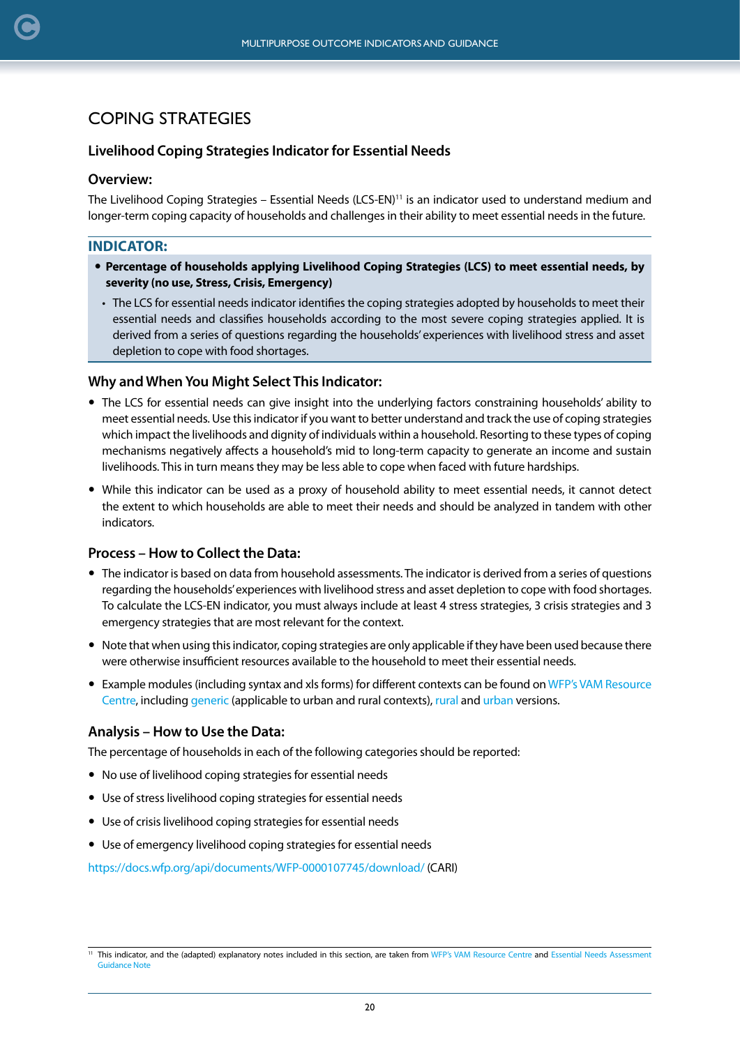## COPING STRATEGIES

### Livelihood Coping Strategies Indicator for Essential Needs

#### Overview:

The Livelihood Coping Strategies – Essential Needs (LCS-EN)[11] is an indicator used to understand medium and longer-term coping capacity of households and challenges in their ability to meet essential needs in the future.

#### INDICATOR:

- **Percentage of households applying Livelihood Coping Strategies (LCS) to meet essential needs, by severity (no use, Stress, Crisis, Emergency)**
  - The LCS for essential needs indicator identifies the coping strategies adopted by households to meet their essential needs and classifies households according to the most severe coping strategies applied. It is derived from a series of questions regarding the households' experiences with livelihood stress and asset depletion to cope with food shortages.

#### Why and When You Might Select This Indicator:

- The LCS for essential needs can give insight into the underlying factors constraining households' ability to meet essential needs. Use this indicator if you want to better understand and track the use of coping strategies which impact the livelihoods and dignity of individuals within a household. Resorting to these types of coping mechanisms negatively affects a household's mid to long-term capacity to generate an income and sustain livelihoods. This in turn means they may be less able to cope when faced with future hardships.
- While this indicator can be used as a proxy of household ability to meet essential needs, it cannot detect the extent to which households are able to meet their needs and should be analyzed in tandem with other indicators.

#### Process – How to Collect the Data:

- The indicator is based on data from household assessments. The indicator is derived from a series of questions regarding the households' experiences with livelihood stress and asset depletion to cope with food shortages. To calculate the LCS-EN indicator, you must always include at least 4 stress strategies, 3 crisis strategies and 3 emergency strategies that are most relevant for the context.
- Note that when using this indicator, coping strategies are only applicable if they have been used because there were otherwise insufficient resources available to the household to meet their essential needs.
- Example modules (including syntax and xls forms) for different contexts can be found on WFP's VAM Resource Centre, including generic (applicable to urban and rural contexts), rural and urban versions.

#### Analysis – How to Use the Data:

The percentage of households in each of the following categories should be reported:

- No use of livelihood coping strategies for essential needs
- Use of stress livelihood coping strategies for essential needs
- Use of crisis livelihood coping strategies for essential needs
- Use of emergency livelihood coping strategies for essential needs

https://docs.wfp.org/api/documents/WFP-0000107745/download/ (CARI)

---

[11] This indicator, and the (adapted) explanatory notes included in this section, are taken from WFP's VAM Resource Centre and Essential Needs Assessment Guidance Note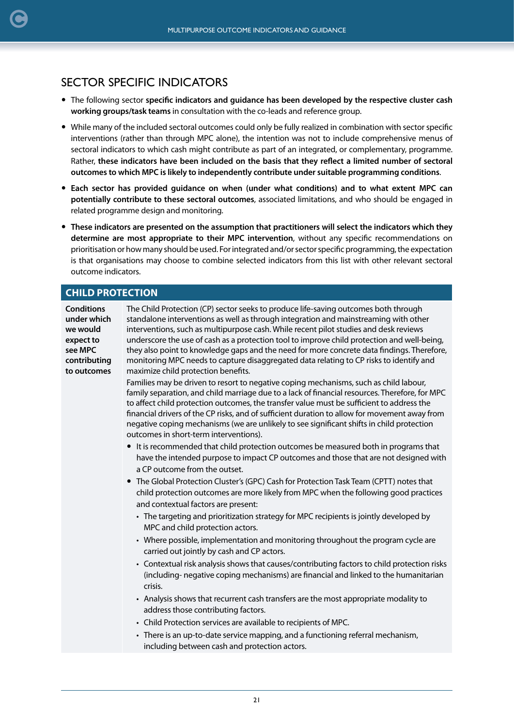## SECTOR SPECIFIC INDICATORS

- The following sector **specific indicators and guidance has been developed by the respective cluster cash working groups/task teams** in consultation with the co-leads and reference group.
- While many of the included sectoral outcomes could only be fully realized in combination with sector specific interventions (rather than through MPC alone), the intention was not to include comprehensive menus of sectoral indicators to which cash might contribute as part of an integrated, or complementary, programme. Rather, **these indicators have been included on the basis that they reflect a limited number of sectoral outcomes to which MPC is likely to independently contribute under suitable programming conditions**.
- **Each sector has provided guidance on when (under what conditions) and to what extent MPC can potentially contribute to these sectoral outcomes**, associated limitations, and who should be engaged in related programme design and monitoring.
- **These indicators are presented on the assumption that practitioners will select the indicators which they determine are most appropriate to their MPC intervention**, without any specific recommendations on prioritisation or how many should be used. For integrated and/or sector specific programming, the expectation is that organisations may choose to combine selected indicators from this list with other relevant sectoral outcome indicators.

| CHILD PROTECTION | |
|---|---|
| **Conditions under which we would expect to see MPC contributing to outcomes** | The Child Protection (CP) sector seeks to produce life-saving outcomes both through standalone interventions as well as through integration and mainstreaming with other interventions, such as multipurpose cash. While recent pilot studies and desk reviews underscore the use of cash as a protection tool to improve child protection and well-being, they also point to knowledge gaps and the need for more concrete data findings. Therefore, monitoring MPC needs to capture disaggregated data relating to CP risks to identify and maximize child protection benefits.<br><br>Families may be driven to resort to negative coping mechanisms, such as child labour, family separation, and child marriage due to a lack of financial resources. Therefore, for MPC to affect child protection outcomes, the transfer value must be sufficient to address the financial drivers of the CP risks, and of sufficient duration to allow for movement away from negative coping mechanisms (we are unlikely to see significant shifts in child protection outcomes in short-term interventions).<br><br>• It is recommended that child protection outcomes be measured both in programs that have the intended purpose to impact CP outcomes and those that are not designed with a CP outcome from the outset.<br>• The Global Protection Cluster's (GPC) Cash for Protection Task Team (CPTT) notes that child protection outcomes are more likely from MPC when the following good practices and contextual factors are present:<br>&nbsp;&nbsp;◦ The targeting and prioritization strategy for MPC recipients is jointly developed by MPC and child protection actors.<br>&nbsp;&nbsp;◦ Where possible, implementation and monitoring throughout the program cycle are carried out jointly by cash and CP actors.<br>&nbsp;&nbsp;◦ Contextual risk analysis shows that causes/contributing factors to child protection risks (including- negative coping mechanisms) are financial and linked to the humanitarian crisis.<br>&nbsp;&nbsp;◦ Analysis shows that recurrent cash transfers are the most appropriate modality to address those contributing factors.<br>&nbsp;&nbsp;◦ Child Protection services are available to recipients of MPC.<br>&nbsp;&nbsp;◦ There is an up-to-date service mapping, and a functioning referral mechanism, including between cash and protection actors. |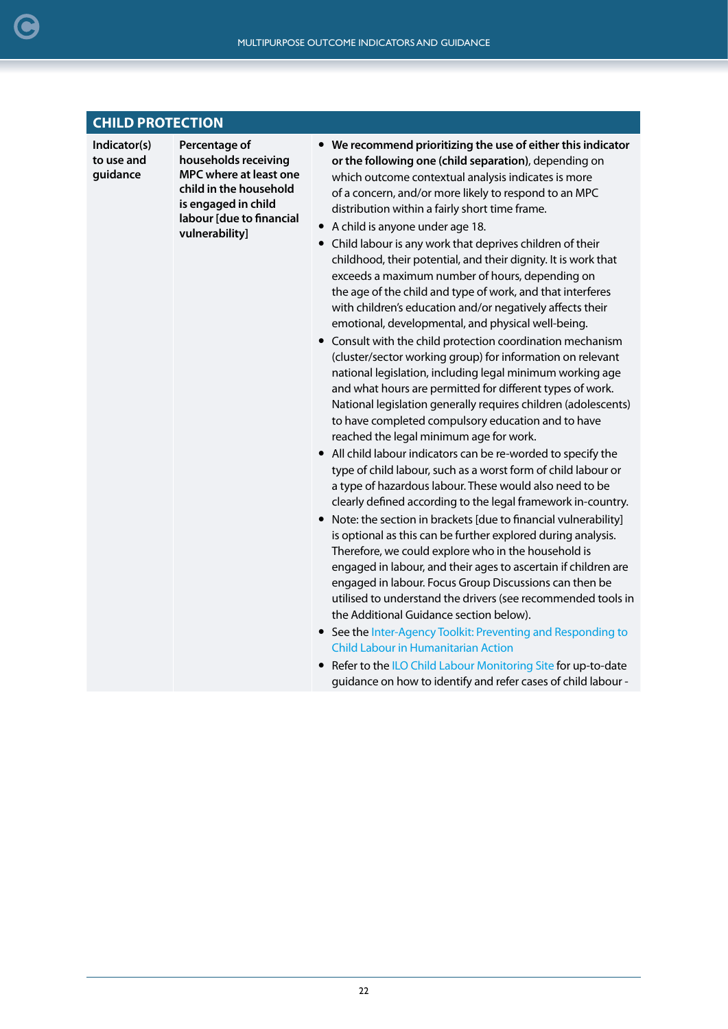## CHILD PROTECTION

| Indicator(s) to use and guidance | Percentage of households receiving MPC where at least one child in the household is engaged in child labour [due to financial vulnerability] | <ul><li>**We recommend prioritizing the use of either this indicator or the following one (child separation)**, depending on which outcome contextual analysis indicates is more of a concern, and/or more likely to respond to an MPC distribution within a fairly short time frame.</li><li>A child is anyone under age 18.</li><li>Child labour is any work that deprives children of their childhood, their potential, and their dignity. It is work that exceeds a maximum number of hours, depending on the age of the child and type of work, and that interferes with children's education and/or negatively affects their emotional, developmental, and physical well-being.</li><li>Consult with the child protection coordination mechanism (cluster/sector working group) for information on relevant national legislation, including legal minimum working age and what hours are permitted for different types of work. National legislation generally requires children (adolescents) to have completed compulsory education and to have reached the legal minimum age for work.</li><li>All child labour indicators can be re-worded to specify the type of child labour, such as a worst form of child labour or a type of hazardous labour. These would also need to be clearly defined according to the legal framework in-country.</li><li>Note: the section in brackets [due to financial vulnerability] is optional as this can be further explored during analysis. Therefore, we could explore who in the household is engaged in labour, and their ages to ascertain if children are engaged in labour. Focus Group Discussions can then be utilised to understand the drivers (see recommended tools in the Additional Guidance section below).</li><li>See the Inter-Agency Toolkit: Preventing and Responding to Child Labour in Humanitarian Action</li><li>Refer to the ILO Child Labour Monitoring Site for up-to-date guidance on how to identify and refer cases of child labour -</li></ul> |
|---|---|---|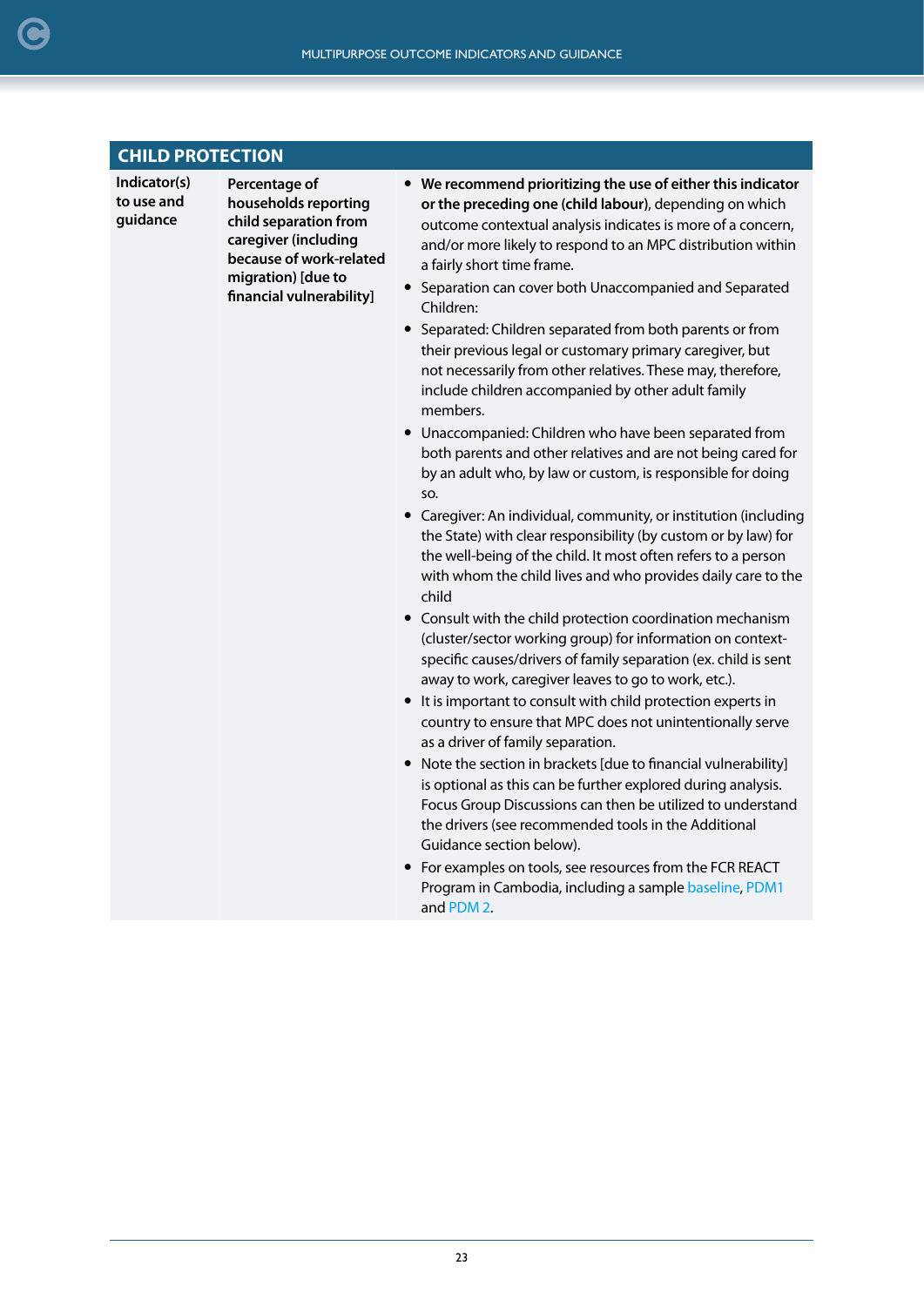| CHILD PROTECTION | | |
|---|---|---|
| **Indicator(s) to use and guidance** | **Percentage of households reporting child separation from caregiver (including because of work-related migration) [due to financial vulnerability]** | • **We recommend prioritizing the use of either this indicator or the preceding one (child labour)**, depending on which outcome contextual analysis indicates is more of a concern, and/or more likely to respond to an MPC distribution within a fairly short time frame.<br>• Separation can cover both Unaccompanied and Separated Children:<br>• Separated: Children separated from both parents or from their previous legal or customary primary caregiver, but not necessarily from other relatives. These may, therefore, include children accompanied by other adult family members.<br>• Unaccompanied: Children who have been separated from both parents and other relatives and are not being cared for by an adult who, by law or custom, is responsible for doing so.<br>• Caregiver: An individual, community, or institution (including the State) with clear responsibility (by custom or by law) for the well-being of the child. It most often refers to a person with whom the child lives and who provides daily care to the child<br>• Consult with the child protection coordination mechanism (cluster/sector working group) for information on context-specific causes/drivers of family separation (ex. child is sent away to work, caregiver leaves to go to work, etc.).<br>• It is important to consult with child protection experts in country to ensure that MPC does not unintentionally serve as a driver of family separation.<br>• Note the section in brackets [due to financial vulnerability] is optional as this can be further explored during analysis. Focus Group Discussions can then be utilized to understand the drivers (see recommended tools in the Additional Guidance section below).<br>• For examples on tools, see resources from the FCR REACT Program in Cambodia, including a sample baseline, PDM1 and PDM 2. |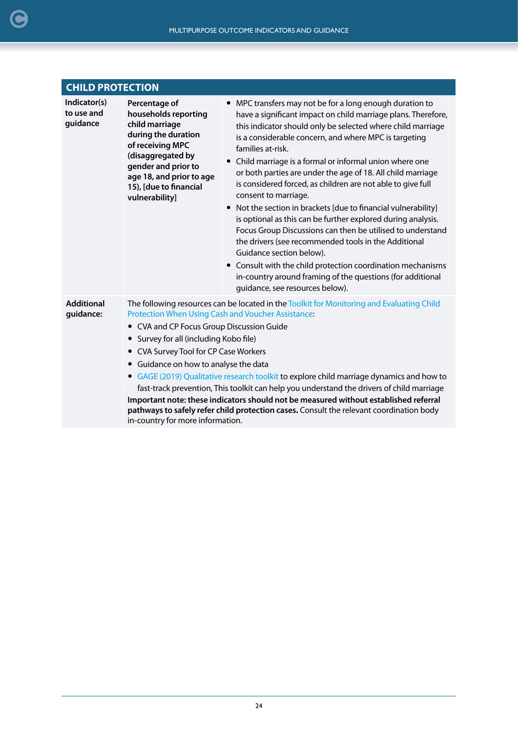## CHILD PROTECTION

| | | |
|---|---|---|
| **Indicator(s) to use and guidance** | **Percentage of households reporting child marriage during the duration of receiving MPC (disaggregated by gender and prior to age 18, and prior to age 15), [due to financial vulnerability]** | • MPC transfers may not be for a long enough duration to have a significant impact on child marriage plans. Therefore, this indicator should only be selected where child marriage is a considerable concern, and where MPC is targeting families at-risk.<br>• Child marriage is a formal or informal union where one or both parties are under the age of 18. All child marriage is considered forced, as children are not able to give full consent to marriage.<br>• Not the section in brackets [due to financial vulnerability] is optional as this can be further explored during analysis. Focus Group Discussions can then be utilised to understand the drivers (see recommended tools in the Additional Guidance section below).<br>• Consult with the child protection coordination mechanisms in-country around framing of the questions (for additional guidance, see resources below). |
| **Additional guidance:** | The following resources can be located in the Toolkit for Monitoring and Evaluating Child Protection When Using Cash and Voucher Assistance:<br>• CVA and CP Focus Group Discussion Guide<br>• Survey for all (including Kobo file)<br>• CVA Survey Tool for CP Case Workers<br>• Guidance on how to analyse the data<br>• GAGE (2019) Qualitative research toolkit to explore child marriage dynamics and how to fast-track prevention, This toolkit can help you understand the drivers of child marriage<br>**Important note: these indicators should not be measured without established referral pathways to safely refer child protection cases.** Consult the relevant coordination body in-country for more information. | |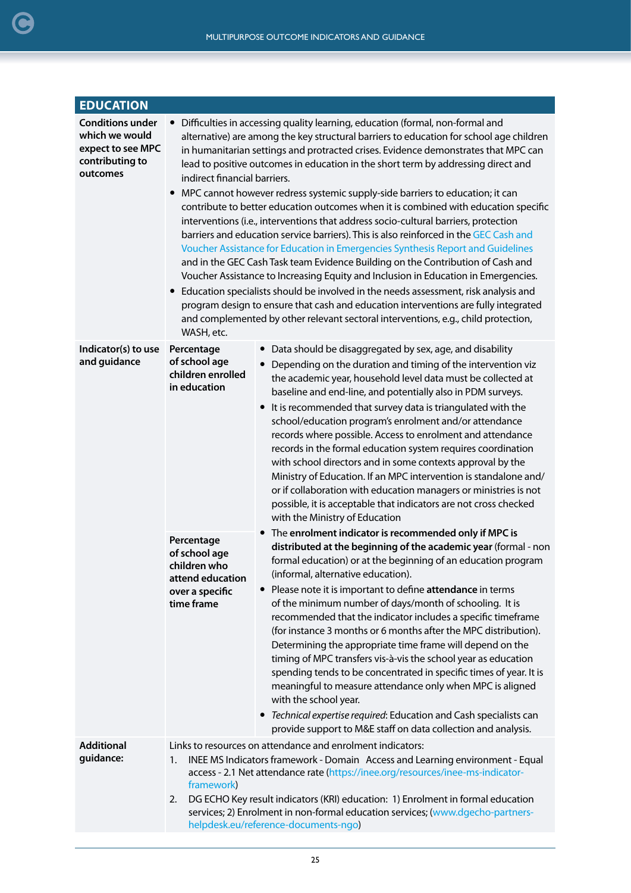## EDUCATION

| | | |
|---|---|---|
| **Conditions under which we would expect to see MPC contributing to outcomes** | • Difficulties in accessing quality learning, education (formal, non-formal and alternative) are among the key structural barriers to education for school age children in humanitarian settings and protracted crises. Evidence demonstrates that MPC can lead to positive outcomes in education in the short term by addressing direct and indirect financial barriers.<br>• MPC cannot however redress systemic supply-side barriers to education; it can contribute to better education outcomes when it is combined with education specific interventions (i.e., interventions that address socio-cultural barriers, protection barriers and education service barriers). This is also reinforced in the GEC Cash and Voucher Assistance for Education in Emergencies Synthesis Report and Guidelines and in the GEC Cash Task team Evidence Building on the Contribution of Cash and Voucher Assistance to Increasing Equity and Inclusion in Education in Emergencies.<br>• Education specialists should be involved in the needs assessment, risk analysis and program design to ensure that cash and education interventions are fully integrated and complemented by other relevant sectoral interventions, e.g., child protection, WASH, etc. | |
| **Indicator(s) to use and guidance** | **Percentage of school age children enrolled in education** | • Data should be disaggregated by sex, age, and disability<br>• Depending on the duration and timing of the intervention viz the academic year, household level data must be collected at baseline and end-line, and potentially also in PDM surveys.<br>• It is recommended that survey data is triangulated with the school/education program's enrolment and/or attendance records where possible. Access to enrolment and attendance records in the formal education system requires coordination with school directors and in some contexts approval by the Ministry of Education. If an MPC intervention is standalone and/or if collaboration with education managers or ministries is not possible, it is acceptable that indicators are not cross checked with the Ministry of Education |
| | **Percentage of school age children who attend education over a specific time frame** | • The **enrolment indicator is recommended only if MPC is distributed at the beginning of the academic year** (formal - non formal education) or at the beginning of an education program (informal, alternative education).<br>• Please note it is important to define **attendance** in terms of the minimum number of days/month of schooling. It is recommended that the indicator includes a specific timeframe (for instance 3 months or 6 months after the MPC distribution). Determining the appropriate time frame will depend on the timing of MPC transfers vis-à-vis the school year as education spending tends to be concentrated in specific times of year. It is meaningful to measure attendance only when MPC is aligned with the school year.<br>• *Technical expertise required*: Education and Cash specialists can provide support to M&E staff on data collection and analysis. |
| **Additional guidance:** | Links to resources on attendance and enrolment indicators:<br>1. INEE MS Indicators framework - Domain Access and Learning environment - Equal access - 2.1 Net attendance rate (https://inee.org/resources/inee-ms-indicator-framework)<br>2. DG ECHO Key result indicators (KRI) education: 1) Enrolment in formal education services; 2) Enrolment in non-formal education services; (www.dgecho-partners-helpdesk.eu/reference-documents-ngo) | |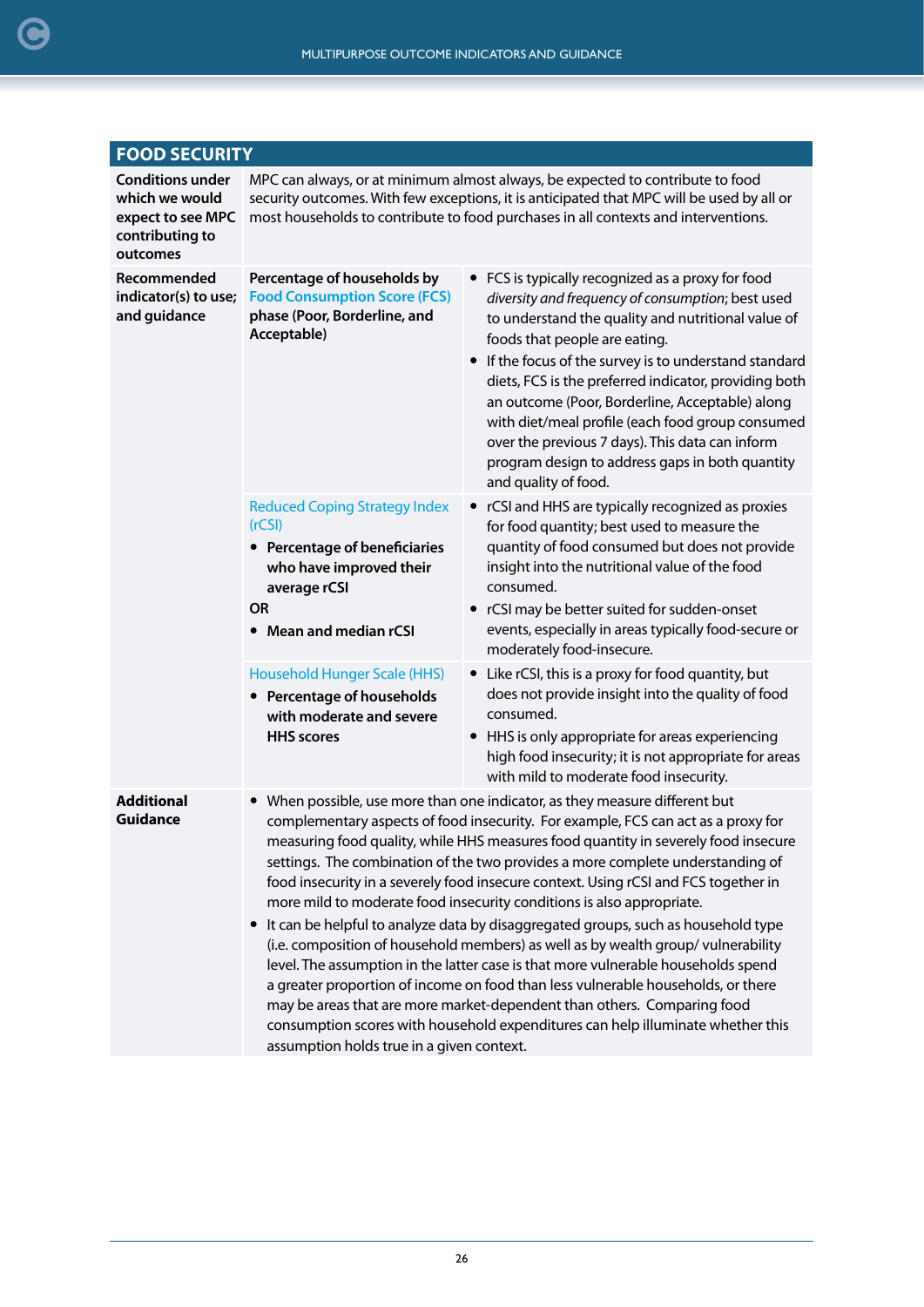| FOOD SECURITY | | |
|---|---|---|
| **Conditions under which we would expect to see MPC contributing to outcomes** | MPC can always, or at minimum almost always, be expected to contribute to food security outcomes. With few exceptions, it is anticipated that MPC will be used by all or most households to contribute to food purchases in all contexts and interventions. | |
| **Recommended indicator(s) to use; and guidance** | **Percentage of households by Food Consumption Score (FCS) phase (Poor, Borderline, and Acceptable)** | • FCS is typically recognized as a proxy for food *diversity and frequency of consumption*; best used to understand the quality and nutritional value of foods that people are eating.<br>• If the focus of the survey is to understand standard diets, FCS is the preferred indicator, providing both an outcome (Poor, Borderline, Acceptable) along with diet/meal profile (each food group consumed over the previous 7 days). This data can inform program design to address gaps in both quantity and quality of food. |
| | Reduced Coping Strategy Index (rCSI)<br>• **Percentage of beneficiaries who have improved their average rCSI**<br>**OR**<br>• **Mean and median rCSI** | • rCSI and HHS are typically recognized as proxies for food quantity; best used to measure the quantity of food consumed but does not provide insight into the nutritional value of the food consumed.<br>• rCSI may be better suited for sudden-onset events, especially in areas typically food-secure or moderately food-insecure. |
| | Household Hunger Scale (HHS)<br>• **Percentage of households with moderate and severe HHS scores** | • Like rCSI, this is a proxy for food quantity, but does not provide insight into the quality of food consumed.<br>• HHS is only appropriate for areas experiencing high food insecurity; it is not appropriate for areas with mild to moderate food insecurity. |
| **Additional Guidance** | • When possible, use more than one indicator, as they measure different but complementary aspects of food insecurity. For example, FCS can act as a proxy for measuring food quality, while HHS measures food quantity in severely food insecure settings. The combination of the two provides a more complete understanding of food insecurity in a severely food insecure context. Using rCSI and FCS together in more mild to moderate food insecurity conditions is also appropriate.<br>• It can be helpful to analyze data by disaggregated groups, such as household type (i.e. composition of household members) as well as by wealth group/ vulnerability level. The assumption in the latter case is that more vulnerable households spend a greater proportion of income on food than less vulnerable households, or there may be areas that are more market-dependent than others. Comparing food consumption scores with household expenditures can help illuminate whether this assumption holds true in a given context. | |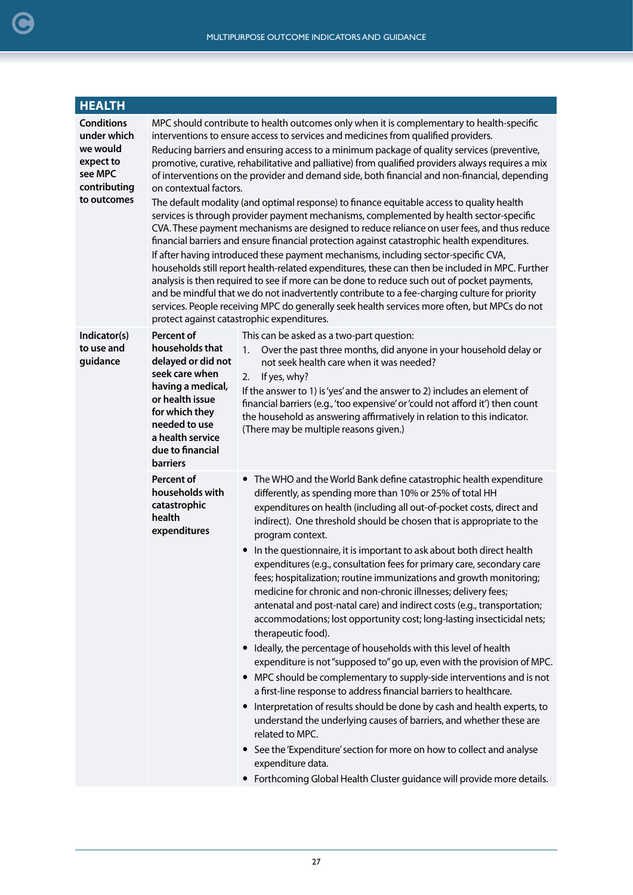| HEALTH | | |
|---|---|---|
| **Conditions under which we would expect to see MPC contributing to outcomes** | MPC should contribute to health outcomes only when it is complementary to health-specific interventions to ensure access to services and medicines from qualified providers.<br>Reducing barriers and ensuring access to a minimum package of quality services (preventive, promotive, curative, rehabilitative and palliative) from qualified providers always requires a mix of interventions on the provider and demand side, both financial and non-financial, depending on contextual factors.<br>The default modality (and optimal response) to finance equitable access to quality health services is through provider payment mechanisms, complemented by health sector-specific CVA. These payment mechanisms are designed to reduce reliance on user fees, and thus reduce financial barriers and ensure financial protection against catastrophic health expenditures.<br>If after having introduced these payment mechanisms, including sector-specific CVA, households still report health-related expenditures, these can then be included in MPC. Further analysis is then required to see if more can be done to reduce such out of pocket payments, and be mindful that we do not inadvertently contribute to a fee-charging culture for priority services. People receiving MPC do generally seek health services more often, but MPCs do not protect against catastrophic expenditures. | |
| **Indicator(s) to use and guidance** | **Percent of households that delayed or did not seek care when having a medical, or health issue for which they needed to use a health service due to financial barriers** | This can be asked as a two-part question:<br>1. Over the past three months, did anyone in your household delay or not seek health care when it was needed?<br>2. If yes, why?<br>If the answer to 1) is 'yes' and the answer to 2) includes an element of financial barriers (e.g., 'too expensive' or 'could not afford it') then count the household as answering affirmatively in relation to this indicator. (There may be multiple reasons given.) |
| | **Percent of households with catastrophic health expenditures** | • The WHO and the World Bank define catastrophic health expenditure differently, as spending more than 10% or 25% of total HH expenditures on health (including all out-of-pocket costs, direct and indirect). One threshold should be chosen that is appropriate to the program context.<br>• In the questionnaire, it is important to ask about both direct health expenditures (e.g., consultation fees for primary care, secondary care fees; hospitalization; routine immunizations and growth monitoring; medicine for chronic and non-chronic illnesses; delivery fees; antenatal and post-natal care) and indirect costs (e.g., transportation; accommodations; lost opportunity cost; long-lasting insecticidal nets; therapeutic food).<br>• Ideally, the percentage of households with this level of health expenditure is not "supposed to" go up, even with the provision of MPC.<br>• MPC should be complementary to supply-side interventions and is not a first-line response to address financial barriers to healthcare.<br>• Interpretation of results should be done by cash and health experts, to understand the underlying causes of barriers, and whether these are related to MPC.<br>• See the 'Expenditure' section for more on how to collect and analyse expenditure data.<br>• Forthcoming Global Health Cluster guidance will provide more details. |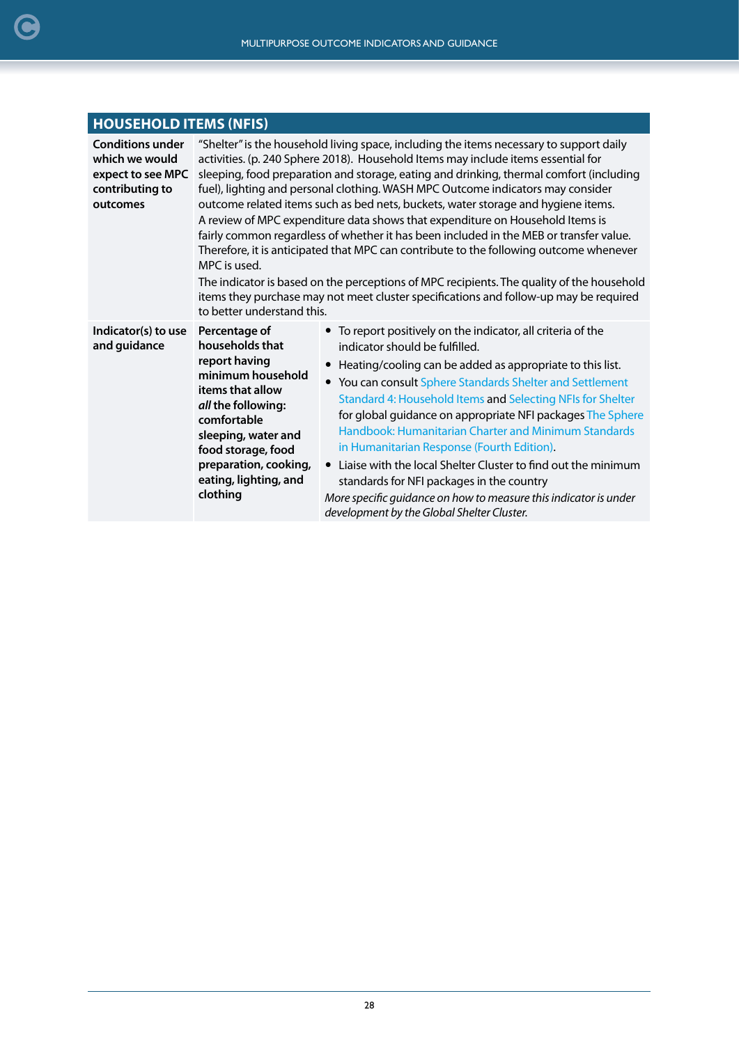## HOUSEHOLD ITEMS (NFIS)

| | | |
|---|---|---|
| **Conditions under which we would expect to see MPC contributing to outcomes** | "Shelter" is the household living space, including the items necessary to support daily activities. (p. 240 Sphere 2018). Household Items may include items essential for sleeping, food preparation and storage, eating and drinking, thermal comfort (including fuel), lighting and personal clothing. WASH MPC Outcome indicators may consider outcome related items such as bed nets, buckets, water storage and hygiene items.<br>A review of MPC expenditure data shows that expenditure on Household Items is fairly common regardless of whether it has been included in the MEB or transfer value. Therefore, it is anticipated that MPC can contribute to the following outcome whenever MPC is used.<br>The indicator is based on the perceptions of MPC recipients. The quality of the household items they purchase may not meet cluster specifications and follow-up may be required to better understand this. | |
| **Indicator(s) to use and guidance** | **Percentage of households that report having minimum household items that allow *all* the following: comfortable sleeping, water and food storage, food preparation, cooking, eating, lighting, and clothing** | • To report positively on the indicator, all criteria of the indicator should be fulfilled.<br>• Heating/cooling can be added as appropriate to this list.<br>• You can consult Sphere Standards Shelter and Settlement Standard 4: Household Items and Selecting NFIs for Shelter for global guidance on appropriate NFI packages The Sphere Handbook: Humanitarian Charter and Minimum Standards in Humanitarian Response (Fourth Edition).<br>• Liaise with the local Shelter Cluster to find out the minimum standards for NFI packages in the country<br>*More specific guidance on how to measure this indicator is under development by the Global Shelter Cluster.* |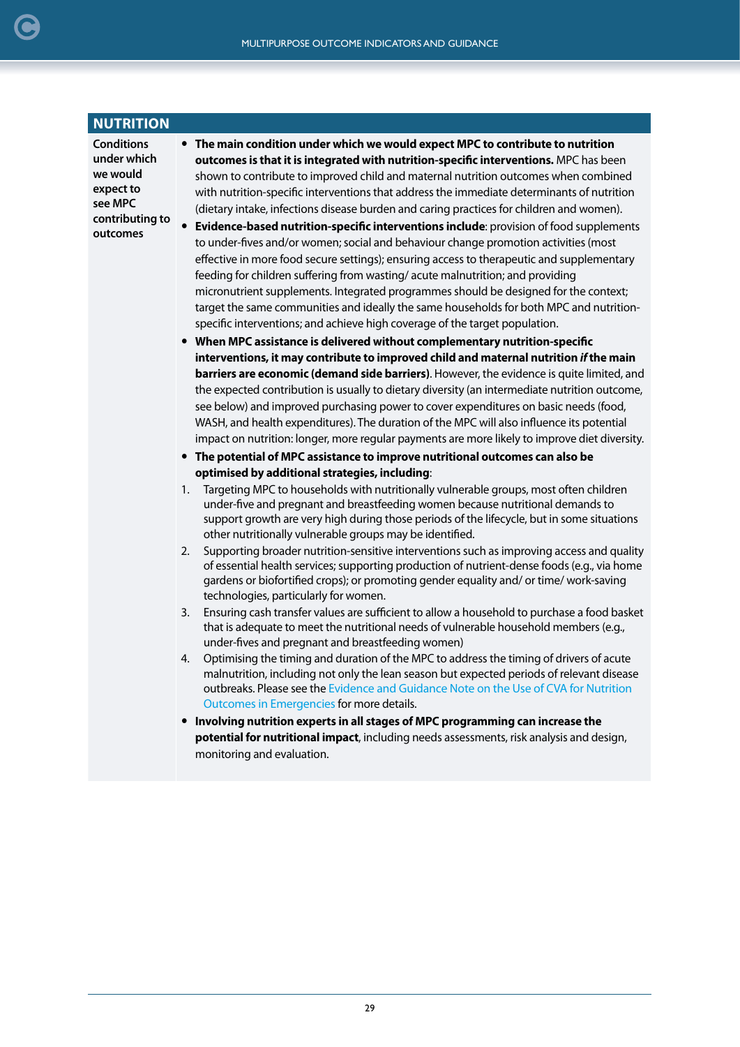## NUTRITION

| Conditions under which we would expect to see MPC contributing to outcomes | |
|---|---|
| **Conditions under which we would expect to see MPC contributing to outcomes** | • **The main condition under which we would expect MPC to contribute to nutrition outcomes is that it is integrated with nutrition-specific interventions.** MPC has been shown to contribute to improved child and maternal nutrition outcomes when combined with nutrition-specific interventions that address the immediate determinants of nutrition (dietary intake, infections disease burden and caring practices for children and women).<br>• **Evidence-based nutrition-specific interventions include**: provision of food supplements to under-fives and/or women; social and behaviour change promotion activities (most effective in more food secure settings); ensuring access to therapeutic and supplementary feeding for children suffering from wasting/ acute malnutrition; and providing micronutrient supplements. Integrated programmes should be designed for the context; target the same communities and ideally the same households for both MPC and nutrition-specific interventions; and achieve high coverage of the target population.<br>• **When MPC assistance is delivered without complementary nutrition-specific interventions, it may contribute to improved child and maternal nutrition *if* the main barriers are economic (demand side barriers)**. However, the evidence is quite limited, and the expected contribution is usually to dietary diversity (an intermediate nutrition outcome, see below) and improved purchasing power to cover expenditures on basic needs (food, WASH, and health expenditures). The duration of the MPC will also influence its potential impact on nutrition: longer, more regular payments are more likely to improve diet diversity.<br>• **The potential of MPC assistance to improve nutritional outcomes can also be optimised by additional strategies, including**:<br>1. Targeting MPC to households with nutritionally vulnerable groups, most often children under-five and pregnant and breastfeeding women because nutritional demands to support growth are very high during those periods of the lifecycle, but in some situations other nutritionally vulnerable groups may be identified.<br>2. Supporting broader nutrition-sensitive interventions such as improving access and quality of essential health services; supporting production of nutrient-dense foods (e.g., via home gardens or biofortified crops); or promoting gender equality and/ or time/ work-saving technologies, particularly for women.<br>3. Ensuring cash transfer values are sufficient to allow a household to purchase a food basket that is adequate to meet the nutritional needs of vulnerable household members (e.g., under-fives and pregnant and breastfeeding women)<br>4. Optimising the timing and duration of the MPC to address the timing of drivers of acute malnutrition, including not only the lean season but expected periods of relevant disease outbreaks. Please see the Evidence and Guidance Note on the Use of CVA for Nutrition Outcomes in Emergencies for more details.<br>• **Involving nutrition experts in all stages of MPC programming can increase the potential for nutritional impact**, including needs assessments, risk analysis and design, monitoring and evaluation. |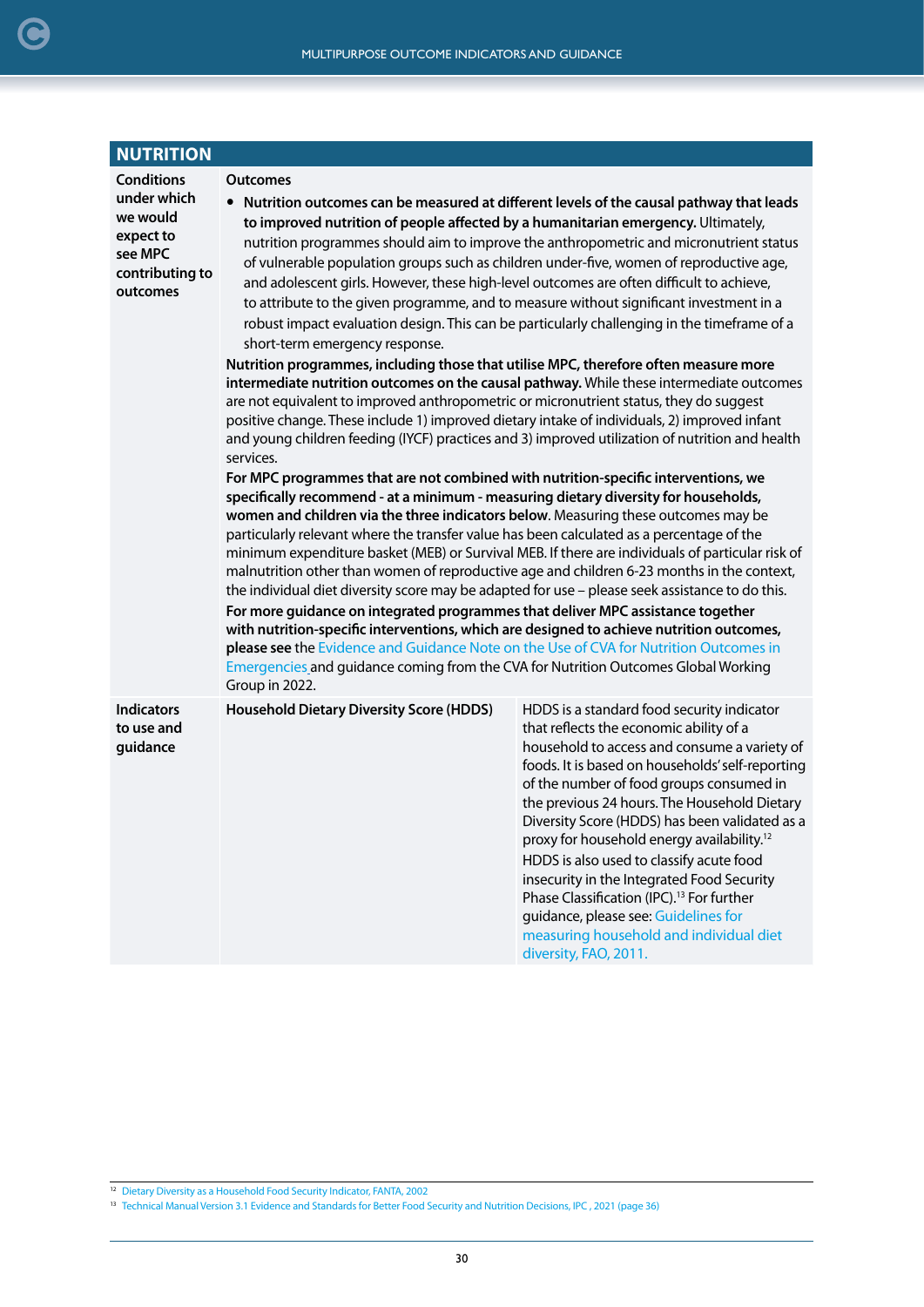## NUTRITION

| | | |
|---|---|---|
| **Conditions under which we would expect to see MPC contributing to outcomes** | **Outcomes**<br>• **Nutrition outcomes can be measured at different levels of the causal pathway that leads to improved nutrition of people affected by a humanitarian emergency.** Ultimately, nutrition programmes should aim to improve the anthropometric and micronutrient status of vulnerable population groups such as children under-five, women of reproductive age, and adolescent girls. However, these high-level outcomes are often difficult to achieve, to attribute to the given programme, and to measure without significant investment in a robust impact evaluation design. This can be particularly challenging in the timeframe of a short-term emergency response.<br>**Nutrition programmes, including those that utilise MPC, therefore often measure more intermediate nutrition outcomes on the causal pathway.** While these intermediate outcomes are not equivalent to improved anthropometric or micronutrient status, they do suggest positive change. These include 1) improved dietary intake of individuals, 2) improved infant and young children feeding (IYCF) practices and 3) improved utilization of nutrition and health services.<br>**For MPC programmes that are not combined with nutrition-specific interventions, we specifically recommend - at a minimum - measuring dietary diversity for households, women and children via the three indicators below.** Measuring these outcomes may be particularly relevant where the transfer value has been calculated as a percentage of the minimum expenditure basket (MEB) or Survival MEB. If there are individuals of particular risk of malnutrition other than women of reproductive age and children 6-23 months in the context, the individual diet diversity score may be adapted for use – please seek assistance to do this.<br>**For more guidance on integrated programmes that deliver MPC assistance together with nutrition-specific interventions, which are designed to achieve nutrition outcomes, please see** the Evidence and Guidance Note on the Use of CVA for Nutrition Outcomes in Emergencies and guidance coming from the CVA for Nutrition Outcomes Global Working Group in 2022. | |
| **Indicators to use and guidance** | **Household Dietary Diversity Score (HDDS)** | HDDS is a standard food security indicator that reflects the economic ability of a household to access and consume a variety of foods. It is based on households' self-reporting of the number of food groups consumed in the previous 24 hours. The Household Dietary Diversity Score (HDDS) has been validated as a proxy for household energy availability.[12]<br>HDDS is also used to classify acute food insecurity in the Integrated Food Security Phase Classification (IPC).[13] For further guidance, please see: Guidelines for measuring household and individual diet diversity, FAO, 2011. |

[12] Dietary Diversity as a Household Food Security Indicator, FANTA, 2002

[13] Technical Manual Version 3.1 Evidence and Standards for Better Food Security and Nutrition Decisions, IPC , 2021 (page 36)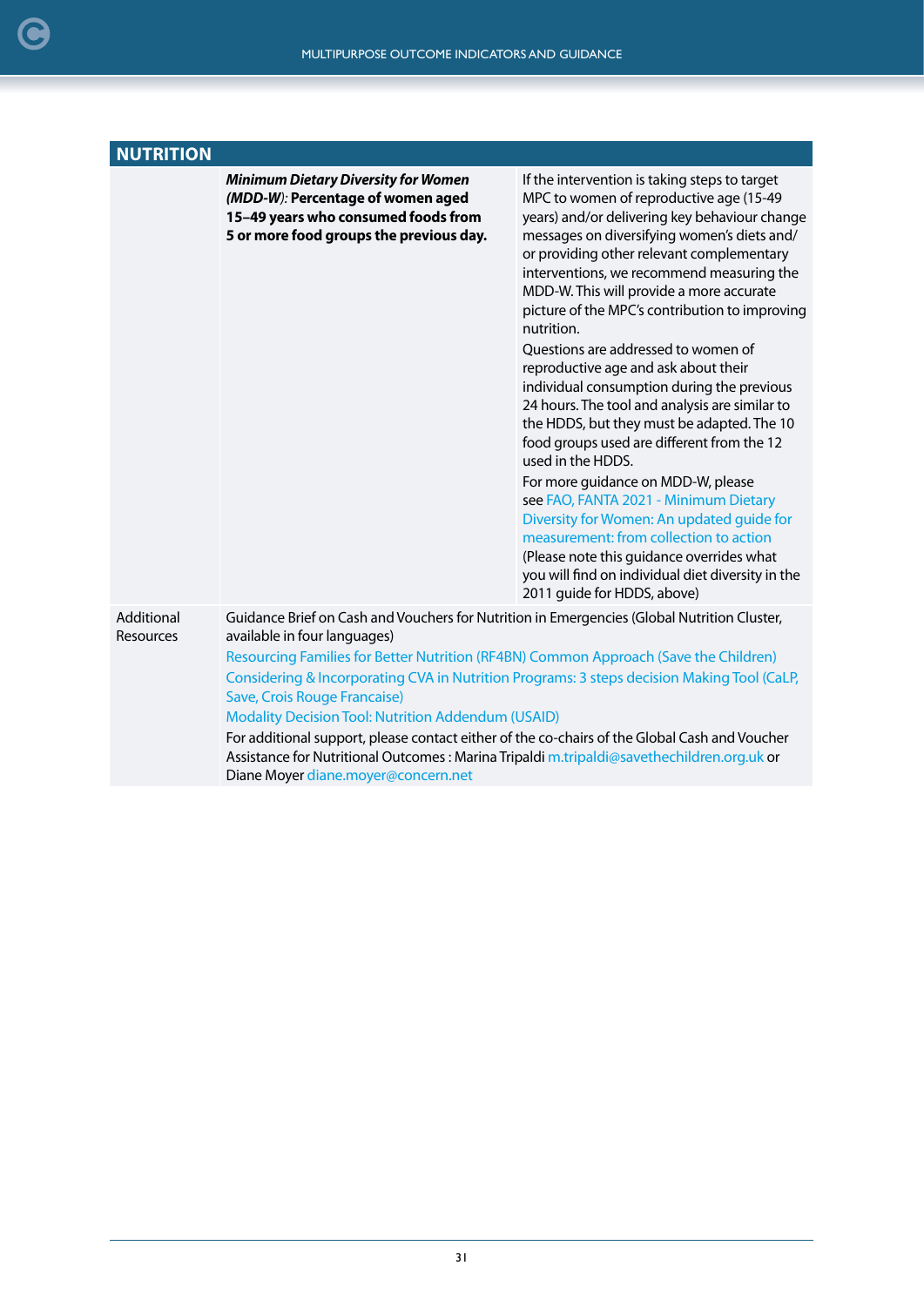## NUTRITION

| | | |
|---|---|---|
| | ***Minimum Dietary Diversity for Women (MDD-W)*:** **Percentage of women aged 15–49 years who consumed foods from 5 or more food groups the previous day.** | If the intervention is taking steps to target MPC to women of reproductive age (15-49 years) and/or delivering key behaviour change messages on diversifying women's diets and/or providing other relevant complementary interventions, we recommend measuring the MDD-W. This will provide a more accurate picture of the MPC's contribution to improving nutrition.<br>Questions are addressed to women of reproductive age and ask about their individual consumption during the previous 24 hours. The tool and analysis are similar to the HDDS, but they must be adapted. The 10 food groups used are different from the 12 used in the HDDS.<br>For more guidance on MDD-W, please see FAO, FANTA 2021 - Minimum Dietary Diversity for Women: An updated guide for measurement: from collection to action<br>(Please note this guidance overrides what you will find on individual diet diversity in the 2011 guide for HDDS, above) |
| Additional Resources | Guidance Brief on Cash and Vouchers for Nutrition in Emergencies (Global Nutrition Cluster, available in four languages)<br>Resourcing Families for Better Nutrition (RF4BN) Common Approach (Save the Children)<br>Considering & Incorporating CVA in Nutrition Programs: 3 steps decision Making Tool (CaLP, Save, Crois Rouge Francaise)<br>Modality Decision Tool: Nutrition Addendum (USAID)<br>For additional support, please contact either of the co-chairs of the Global Cash and Voucher Assistance for Nutritional Outcomes : Marina Tripaldi m.tripaldi@savethechildren.org.uk or Diane Moyer diane.moyer@concern.net | |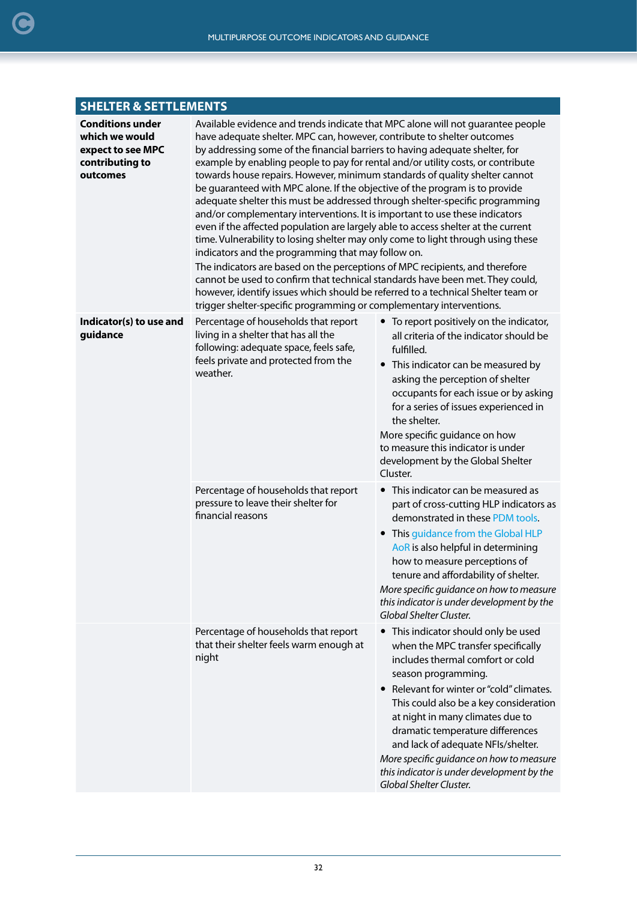## SHELTER & SETTLEMENTS

| | | |
|---|---|---|
| **Conditions under which we would expect to see MPC contributing to outcomes** | Available evidence and trends indicate that MPC alone will not guarantee people have adequate shelter. MPC can, however, contribute to shelter outcomes by addressing some of the financial barriers to having adequate shelter, for example by enabling people to pay for rental and/or utility costs, or contribute towards house repairs. However, minimum standards of quality shelter cannot be guaranteed with MPC alone. If the objective of the program is to provide adequate shelter this must be addressed through shelter-specific programming and/or complementary interventions. It is important to use these indicators even if the affected population are largely able to access shelter at the current time. Vulnerability to losing shelter may only come to light through using these indicators and the programming that may follow on.<br>The indicators are based on the perceptions of MPC recipients, and therefore cannot be used to confirm that technical standards have been met. They could, however, identify issues which should be referred to a technical Shelter team or trigger shelter-specific programming or complementary interventions. | |
| **Indicator(s) to use and guidance** | Percentage of households that report living in a shelter that has all the following: adequate space, feels safe, feels private and protected from the weather. | • To report positively on the indicator, all criteria of the indicator should be fulfilled.<br>• This indicator can be measured by asking the perception of shelter occupants for each issue or by asking for a series of issues experienced in the shelter.<br>More specific guidance on how to measure this indicator is under development by the Global Shelter Cluster. |
| | Percentage of households that report pressure to leave their shelter for financial reasons | • This indicator can be measured as part of cross-cutting HLP indicators as demonstrated in these PDM tools.<br>• This guidance from the Global HLP AoR is also helpful in determining how to measure perceptions of tenure and affordability of shelter.<br>*More specific guidance on how to measure this indicator is under development by the Global Shelter Cluster.* |
| | Percentage of households that report that their shelter feels warm enough at night | • This indicator should only be used when the MPC transfer specifically includes thermal comfort or cold season programming.<br>• Relevant for winter or "cold" climates. This could also be a key consideration at night in many climates due to dramatic temperature differences and lack of adequate NFIs/shelter.<br>*More specific guidance on how to measure this indicator is under development by the Global Shelter Cluster.* |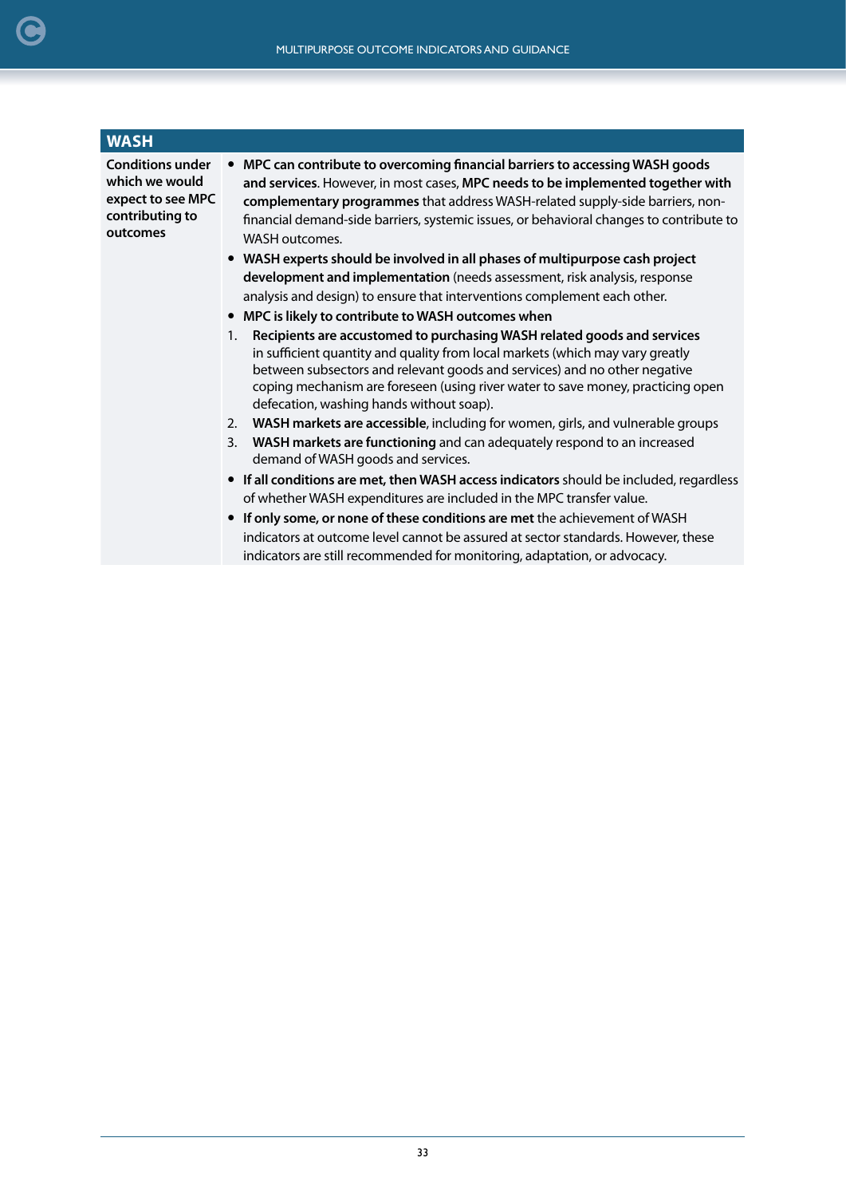| WASH | |
|---|---|
| **Conditions under which we would expect to see MPC contributing to outcomes** | • **MPC can contribute to overcoming financial barriers to accessing WASH goods and services**. However, in most cases, **MPC needs to be implemented together with complementary programmes** that address WASH-related supply-side barriers, non-financial demand-side barriers, systemic issues, or behavioral changes to contribute to WASH outcomes.<br>• **WASH experts should be involved in all phases of multipurpose cash project development and implementation** (needs assessment, risk analysis, response analysis and design) to ensure that interventions complement each other.<br>• **MPC is likely to contribute to WASH outcomes when**<br>1. **Recipients are accustomed to purchasing WASH related goods and services** in sufficient quantity and quality from local markets (which may vary greatly between subsectors and relevant goods and services) and no other negative coping mechanism are foreseen (using river water to save money, practicing open defecation, washing hands without soap).<br>2. **WASH markets are accessible**, including for women, girls, and vulnerable groups<br>3. **WASH markets are functioning** and can adequately respond to an increased demand of WASH goods and services.<br>• **If all conditions are met, then WASH access indicators** should be included, regardless of whether WASH expenditures are included in the MPC transfer value.<br>• **If only some, or none of these conditions are met** the achievement of WASH indicators at outcome level cannot be assured at sector standards. However, these indicators are still recommended for monitoring, adaptation, or advocacy. |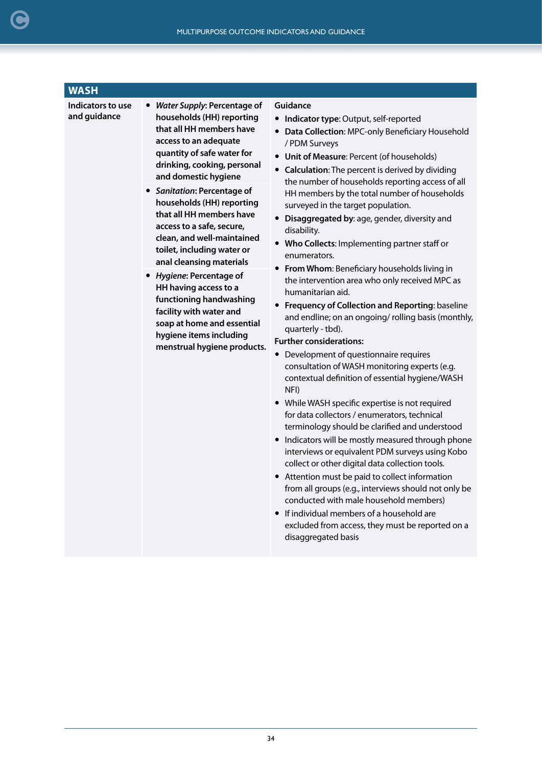| WASH | | |
|---|---|---|
| Indicators to use and guidance | • ***Water Supply*: Percentage of households (HH) reporting that all HH members have access to an adequate quantity of safe water for drinking, cooking, personal and domestic hygiene**<br>• ***Sanitation*: Percentage of households (HH) reporting that all HH members have access to a safe, secure, clean, and well-maintained toilet, including water or anal cleansing materials**<br>• ***Hygiene*: Percentage of HH having access to a functioning handwashing facility with water and soap at home and essential hygiene items including menstrual hygiene products.** | **Guidance**<br>• **Indicator type**: Output, self-reported<br>• **Data Collection**: MPC-only Beneficiary Household / PDM Surveys<br>• **Unit of Measure**: Percent (of households)<br>• **Calculation**: The percent is derived by dividing the number of households reporting access of all HH members by the total number of households surveyed in the target population.<br>• **Disaggregated by**: age, gender, diversity and disability.<br>• **Who Collects**: Implementing partner staff or enumerators.<br>• **From Whom**: Beneficiary households living in the intervention area who only received MPC as humanitarian aid.<br>• **Frequency of Collection and Reporting**: baseline and endline; on an ongoing/ rolling basis (monthly, quarterly - tbd).<br>**Further considerations:**<br>• Development of questionnaire requires consultation of WASH monitoring experts (e.g. contextual definition of essential hygiene/WASH NFI)<br>• While WASH specific expertise is not required for data collectors / enumerators, technical terminology should be clarified and understood<br>• Indicators will be mostly measured through phone interviews or equivalent PDM surveys using Kobo collect or other digital data collection tools.<br>• Attention must be paid to collect information from all groups (e.g., interviews should not only be conducted with male household members)<br>• If individual members of a household are excluded from access, they must be reported on a disaggregated basis |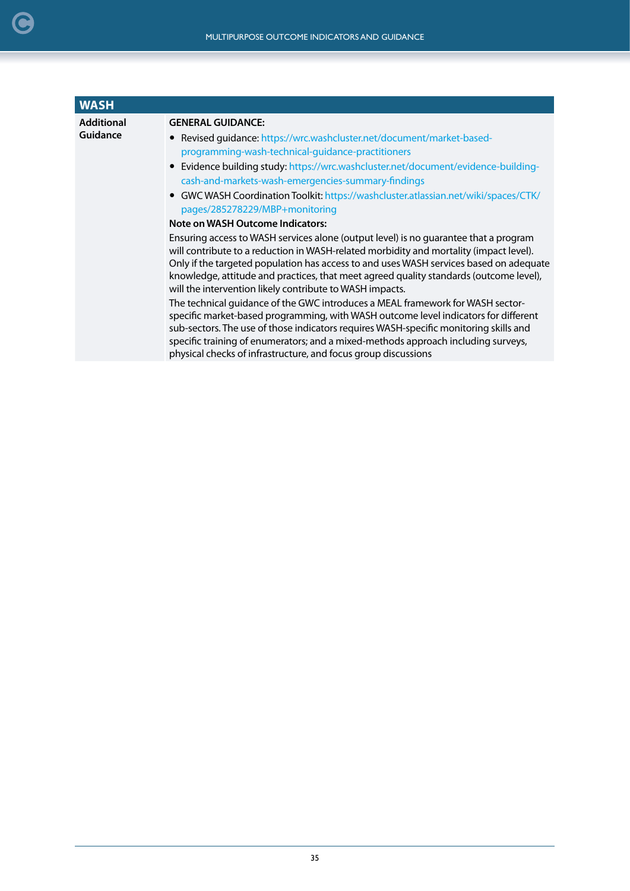| WASH | |
|---|---|
| **Additional Guidance** | **GENERAL GUIDANCE:**<br>• Revised guidance: https://wrc.washcluster.net/document/market-based-programming-wash-technical-guidance-practitioners<br>• Evidence building study: https://wrc.washcluster.net/document/evidence-building-cash-and-markets-wash-emergencies-summary-findings<br>• GWC WASH Coordination Toolkit: https://washcluster.atlassian.net/wiki/spaces/CTK/pages/285278229/MBP+monitoring<br>**Note on WASH Outcome Indicators:**<br>Ensuring access to WASH services alone (output level) is no guarantee that a program will contribute to a reduction in WASH-related morbidity and mortality (impact level). Only if the targeted population has access to and uses WASH services based on adequate knowledge, attitude and practices, that meet agreed quality standards (outcome level), will the intervention likely contribute to WASH impacts.<br>The technical guidance of the GWC introduces a MEAL framework for WASH sector-specific market-based programming, with WASH outcome level indicators for different sub-sectors. The use of those indicators requires WASH-specific monitoring skills and specific training of enumerators; and a mixed-methods approach including surveys, physical checks of infrastructure, and focus group discussions |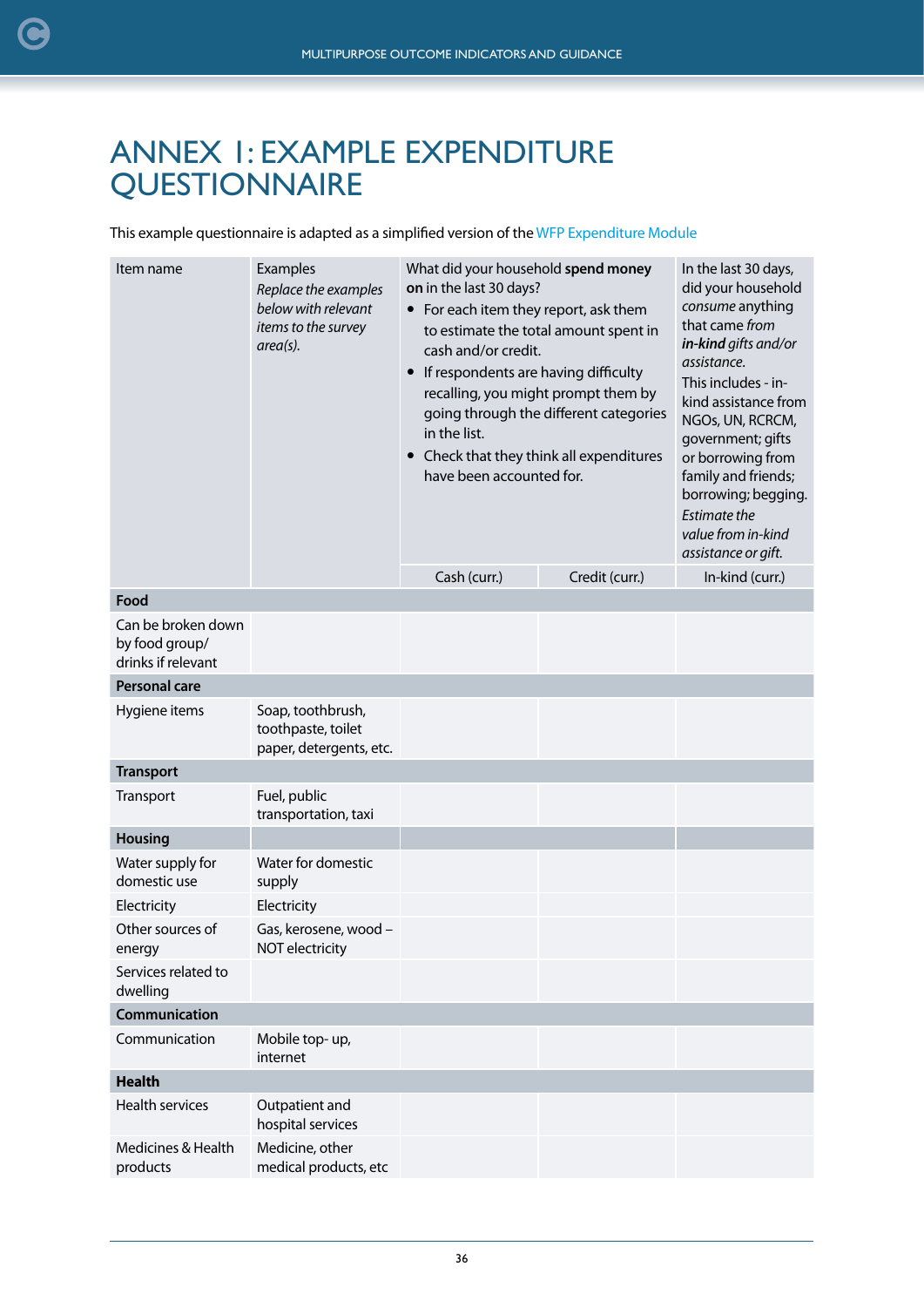# ANNEX 1: EXAMPLE EXPENDITURE QUESTIONNAIRE

This example questionnaire is adapted as a simplified version of the WFP Expenditure Module

| Item name | Examples *Replace the examples below with relevant items to the survey area(s).* | What did your household **spend money on** in the last 30 days? • For each item they report, ask them to estimate the total amount spent in cash and/or credit. • If respondents are having difficulty recalling, you might prompt them by going through the different categories in the list. • Check that they think all expenditures have been accounted for. | | In the last 30 days, did your household *consume* anything that came *from* ***in-kind*** *gifts and/or assistance.* This includes - in-kind assistance from NGOs, UN, RCRCM, government; gifts or borrowing from family and friends; borrowing; begging. *Estimate the value from in-kind assistance or gift.* |
|---|---|---|---|---|
| | | Cash (curr.) | Credit (curr.) | In-kind (curr.) |
| **Food** | | | | |
| Can be broken down by food group/ drinks if relevant | | | | |
| **Personal care** | | | | |
| Hygiene items | Soap, toothbrush, toothpaste, toilet paper, detergents, etc. | | | |
| **Transport** | | | | |
| Transport | Fuel, public transportation, taxi | | | |
| **Housing** | | | | |
| Water supply for domestic use | Water for domestic supply | | | |
| Electricity | Electricity | | | |
| Other sources of energy | Gas, kerosene, wood – NOT electricity | | | |
| Services related to dwelling | | | | |
| **Communication** | | | | |
| Communication | Mobile top- up, internet | | | |
| **Health** | | | | |
| Health services | Outpatient and hospital services | | | |
| Medicines & Health products | Medicine, other medical products, etc | | | |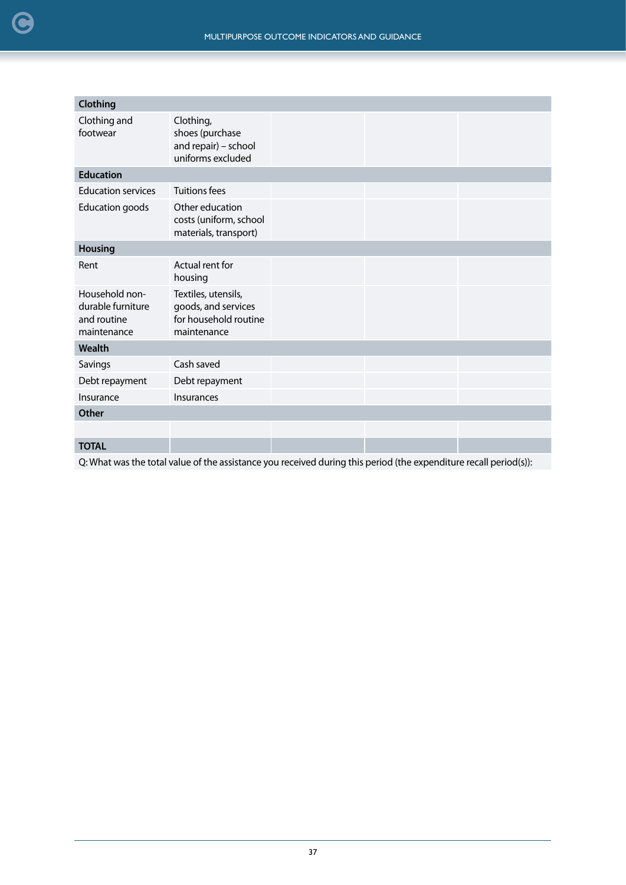| | | | | |
|---|---|---|---|---|
| **Clothing** | | | | |
| Clothing and footwear | Clothing, shoes (purchase and repair) – school uniforms excluded | | | |
| **Education** | | | | |
| Education services | Tuitions fees | | | |
| Education goods | Other education costs (uniform, school materials, transport) | | | |
| **Housing** | | | | |
| Rent | Actual rent for housing | | | |
| Household non-durable furniture and routine maintenance | Textiles, utensils, goods, and services for household routine maintenance | | | |
| **Wealth** | | | | |
| Savings | Cash saved | | | |
| Debt repayment | Debt repayment | | | |
| Insurance | Insurances | | | |
| **Other** | | | | |
| | | | | |
| **TOTAL** | | | | |
| Q: What was the total value of the assistance you received during this period (the expenditure recall period(s)): | | | | |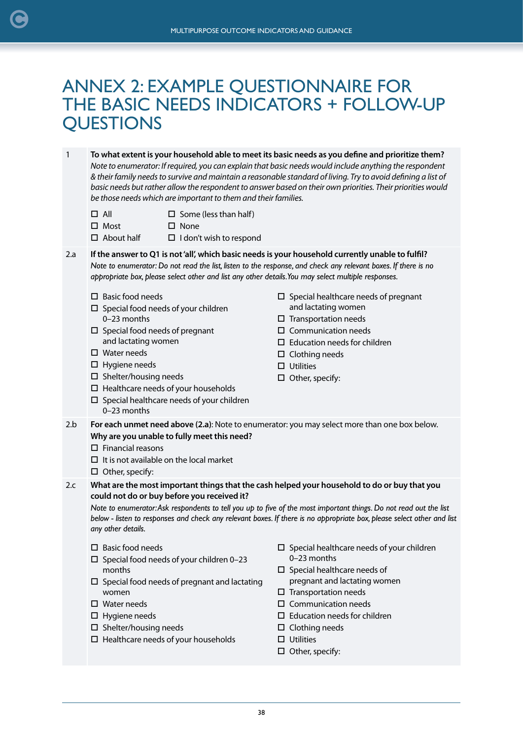# ANNEX 2: EXAMPLE QUESTIONNAIRE FOR THE BASIC NEEDS INDICATORS + FOLLOW-UP QUESTIONS

**1 To what extent is your household able to meet its basic needs as you define and prioritize them?**

*Note to enumerator: If required, you can explain that basic needs would include anything the respondent & their family needs to survive and maintain a reasonable standard of living. Try to avoid defining a list of basic needs but rather allow the respondent to answer based on their own priorities. Their priorities would be those needs which are important to them and their families.*

- ☐ All
- ☐ Most
- ☐ About half
- ☐ Some (less than half)
- ☐ None
- ☐ I don't wish to respond

**2.a If the answer to Q1 is not 'all', which basic needs is your household currently unable to fulfil?**

*Note to enumerator: Do not read the list, listen to the response, and check any relevant boxes. If there is no appropriate box, please select other and list any other details. You may select multiple responses.*

- ☐ Basic food needs
- ☐ Special food needs of your children 0–23 months
- ☐ Special food needs of pregnant and lactating women
- ☐ Water needs
- ☐ Hygiene needs
- ☐ Shelter/housing needs
- ☐ Healthcare needs of your households
- ☐ Special healthcare needs of your children 0–23 months
- ☐ Special healthcare needs of pregnant and lactating women
- ☐ Transportation needs
- ☐ Communication needs
- ☐ Education needs for children
- ☐ Clothing needs
- ☐ Utilities
- ☐ Other, specify:

**2.b For each unmet need above (2.a):** Note to enumerator: you may select more than one box below.

**Why are you unable to fully meet this need?**

- ☐ Financial reasons
- ☐ It is not available on the local market
- ☐ Other, specify:

**2.c What are the most important things that the cash helped your household to do or buy that you could not do or buy before you received it?**

*Note to enumerator: Ask respondents to tell you up to five of the most important things. Do not read out the list below - listen to responses and check any relevant boxes. If there is no appropriate box, please select other and list any other details.*

- ☐ Basic food needs
- ☐ Special food needs of your children 0–23 months
- ☐ Special food needs of pregnant and lactating women
- ☐ Water needs
- ☐ Hygiene needs
- ☐ Shelter/housing needs
- ☐ Healthcare needs of your households
- ☐ Special healthcare needs of your children 0–23 months
- ☐ Special healthcare needs of pregnant and lactating women
- ☐ Transportation needs
- ☐ Communication needs
- ☐ Education needs for children
- ☐ Clothing needs
- ☐ Utilities
- ☐ Other, specify: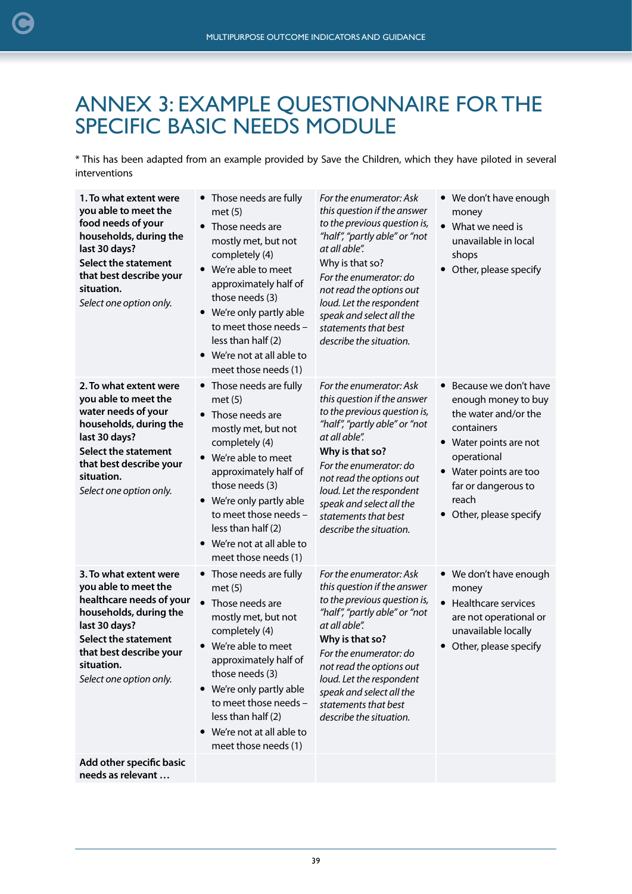# ANNEX 3: EXAMPLE QUESTIONNAIRE FOR THE SPECIFIC BASIC NEEDS MODULE

* This has been adapted from an example provided by Save the Children, which they have piloted in several interventions

| | | | |
|---|---|---|---|
| **1. To what extent were you able to meet the food needs of your households, during the last 30 days?** **Select the statement that best describe your situation.** *Select one option only.* | • Those needs are fully met (5) • Those needs are mostly met, but not completely (4) • We're able to meet approximately half of those needs (3) • We're only partly able to meet those needs – less than half (2) • We're not at all able to meet those needs (1) | *For the enumerator: Ask this question if the answer to the previous question is, "half", "partly able" or "not at all able".* Why is that so? *For the enumerator: do not read the options out loud. Let the respondent speak and select all the statements that best describe the situation.* | • We don't have enough money • What we need is unavailable in local shops • Other, please specify |
| **2. To what extent were you able to meet the water needs of your households, during the last 30 days?** **Select the statement that best describe your situation.** *Select one option only.* | • Those needs are fully met (5) • Those needs are mostly met, but not completely (4) • We're able to meet approximately half of those needs (3) • We're only partly able to meet those needs – less than half (2) • We're not at all able to meet those needs (1) | *For the enumerator: Ask this question if the answer to the previous question is, "half", "partly able" or "not at all able".* **Why is that so?** *For the enumerator: do not read the options out loud. Let the respondent speak and select all the statements that best describe the situation.* | • Because we don't have enough money to buy the water and/or the containers • Water points are not operational • Water points are too far or dangerous to reach • Other, please specify |
| **3. To what extent were you able to meet the healthcare needs of your households, during the last 30 days?** **Select the statement that best describe your situation.** *Select one option only.* | • Those needs are fully met (5) • Those needs are mostly met, but not completely (4) • We're able to meet approximately half of those needs (3) • We're only partly able to meet those needs – less than half (2) • We're not at all able to meet those needs (1) | *For the enumerator: Ask this question if the answer to the previous question is, "half", "partly able" or "not at all able".* **Why is that so?** *For the enumerator: do not read the options out loud. Let the respondent speak and select all the statements that best describe the situation.* | • We don't have enough money • Healthcare services are not operational or unavailable locally • Other, please specify |
| **Add other specific basic needs as relevant …** | | | |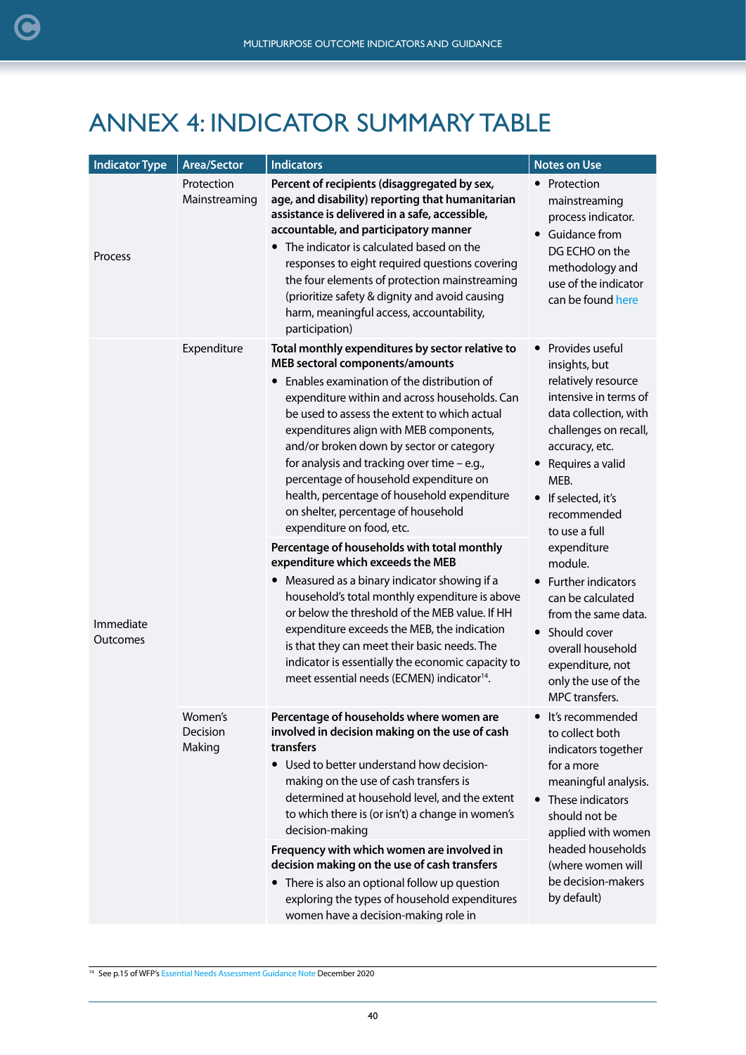# ANNEX 4: INDICATOR SUMMARY TABLE

| Indicator Type | Area/Sector | Indicators | Notes on Use |
|---|---|---|---|
| Process | Protection Mainstreaming | **Percent of recipients (disaggregated by sex, age, and disability) reporting that humanitarian assistance is delivered in a safe, accessible, accountable, and participatory manner**<br>• The indicator is calculated based on the responses to eight required questions covering the four elements of protection mainstreaming (prioritize safety & dignity and avoid causing harm, meaningful access, accountability, participation) | • Protection mainstreaming process indicator.<br>• Guidance from DG ECHO on the methodology and use of the indicator can be found here |
| Immediate Outcomes | Expenditure | **Total monthly expenditures by sector relative to MEB sectoral components/amounts**<br>• Enables examination of the distribution of expenditure within and across households. Can be used to assess the extent to which actual expenditures align with MEB components, and/or broken down by sector or category for analysis and tracking over time – e.g., percentage of household expenditure on health, percentage of household expenditure on shelter, percentage of household expenditure on food, etc.<br><br>**Percentage of households with total monthly expenditure which exceeds the MEB**<br>• Measured as a binary indicator showing if a household's total monthly expenditure is above or below the threshold of the MEB value. If HH expenditure exceeds the MEB, the indication is that they can meet their basic needs. The indicator is essentially the economic capacity to meet essential needs (ECMEN) indicator[14]. | • Provides useful insights, but relatively resource intensive in terms of data collection, with challenges on recall, accuracy, etc.<br>• Requires a valid MEB.<br>• If selected, it's recommended to use a full expenditure module.<br>• Further indicators can be calculated from the same data.<br>• Should cover overall household expenditure, not only the use of the MPC transfers. |
| | Women's Decision Making | **Percentage of households where women are involved in decision making on the use of cash transfers**<br>• Used to better understand how decision-making on the use of cash transfers is determined at household level, and the extent to which there is (or isn't) a change in women's decision-making<br><br>**Frequency with which women are involved in decision making on the use of cash transfers**<br>• There is also an optional follow up question exploring the types of household expenditures women have a decision-making role in | • It's recommended to collect both indicators together for a more meaningful analysis.<br>• These indicators should not be applied with women headed households (where women will be decision-makers by default) |

[14] See p.15 of WFP's Essential Needs Assessment Guidance Note December 2020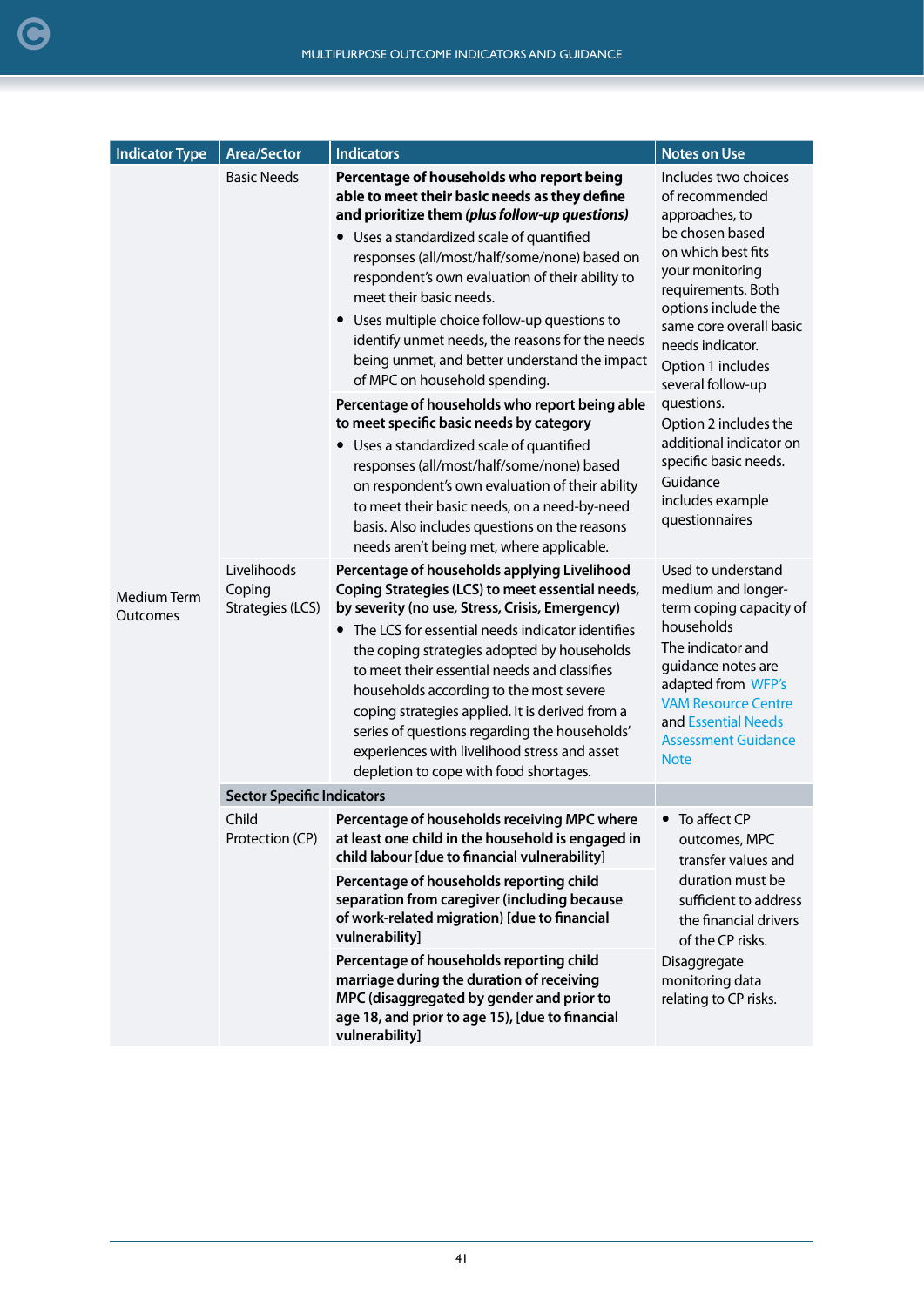| Indicator Type | Area/Sector | Indicators | Notes on Use |
|---|---|---|---|
| Medium Term Outcomes | Basic Needs | **Percentage of households who report being able to meet their basic needs as they define and prioritize them *(plus follow-up questions)*** <br>• Uses a standardized scale of quantified responses (all/most/half/some/none) based on respondent's own evaluation of their ability to meet their basic needs. <br>• Uses multiple choice follow-up questions to identify unmet needs, the reasons for the needs being unmet, and better understand the impact of MPC on household spending. | Includes two choices of recommended approaches, to be chosen based on which best fits your monitoring requirements. Both options include the same core overall basic needs indicator. <br>Option 1 includes several follow-up questions. <br>Option 2 includes the additional indicator on specific basic needs. <br>Guidance includes example questionnaires |
| | | **Percentage of households who report being able to meet specific basic needs by category** <br>• Uses a standardized scale of quantified responses (all/most/half/some/none) based on respondent's own evaluation of their ability to meet their basic needs, on a need-by-need basis. Also includes questions on the reasons needs aren't being met, where applicable. | |
| | Livelihoods Coping Strategies (LCS) | **Percentage of households applying Livelihood Coping Strategies (LCS) to meet essential needs, by severity (no use, Stress, Crisis, Emergency)** <br>• The LCS for essential needs indicator identifies the coping strategies adopted by households to meet their essential needs and classifies households according to the most severe coping strategies applied. It is derived from a series of questions regarding the households' experiences with livelihood stress and asset depletion to cope with food shortages. | Used to understand medium and longer-term coping capacity of households <br>The indicator and guidance notes are adapted from WFP's VAM Resource Centre and Essential Needs Assessment Guidance Note |
| | **Sector Specific Indicators** | | |
| | Child Protection (CP) | **Percentage of households receiving MPC where at least one child in the household is engaged in child labour [due to financial vulnerability]** | • To affect CP outcomes, MPC transfer values and duration must be sufficient to address the financial drivers of the CP risks. <br>Disaggregate monitoring data relating to CP risks. |
| | | **Percentage of households reporting child separation from caregiver (including because of work-related migration) [due to financial vulnerability]** | |
| | | **Percentage of households reporting child marriage during the duration of receiving MPC (disaggregated by gender and prior to age 18, and prior to age 15), [due to financial vulnerability]** | |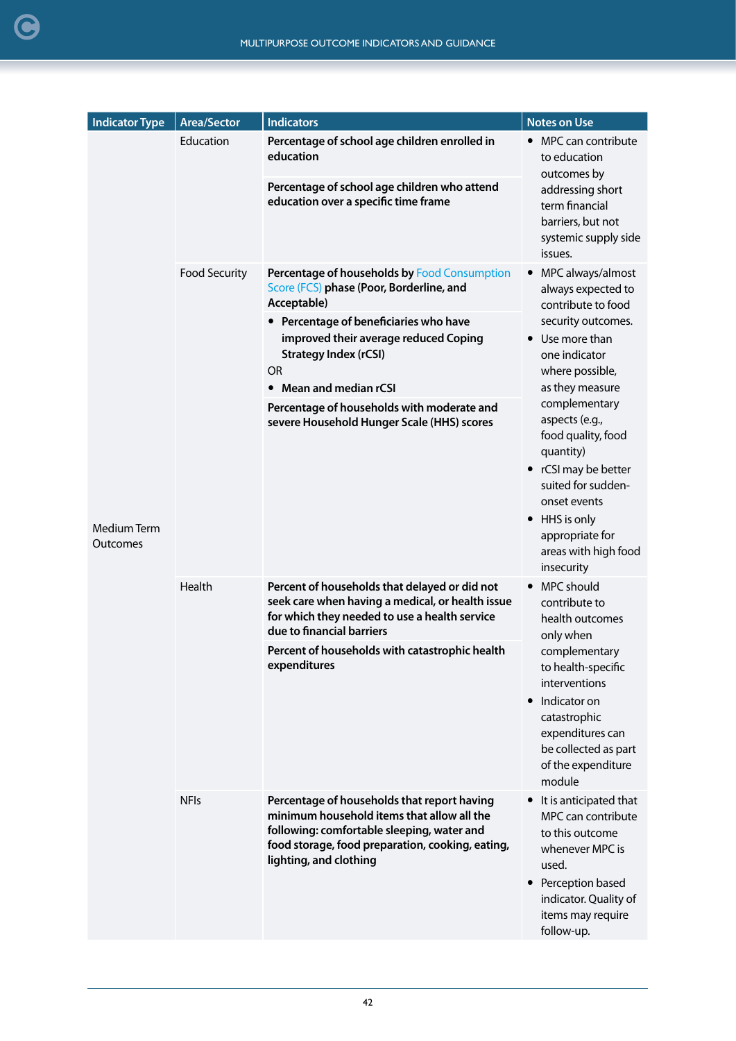| Indicator Type | Area/Sector | Indicators | Notes on Use |
|---|---|---|---|
| Medium Term Outcomes | Education | **Percentage of school age children enrolled in education**<br><br>**Percentage of school age children who attend education over a specific time frame** | • MPC can contribute to education outcomes by addressing short term financial barriers, but not systemic supply side issues. |
| | Food Security | **Percentage of households by** Food Consumption Score (FCS) **phase (Poor, Borderline, and Acceptable)**<br><br>• **Percentage of beneficiaries who have improved their average reduced Coping Strategy Index (rCSI)**<br>OR<br>• **Mean and median rCSI**<br><br>**Percentage of households with moderate and severe Household Hunger Scale (HHS) scores** | • MPC always/almost always expected to contribute to food security outcomes.<br>• Use more than one indicator where possible, as they measure complementary aspects (e.g., food quality, food quantity)<br>• rCSI may be better suited for sudden-onset events<br>• HHS is only appropriate for areas with high food insecurity |
| | Health | **Percent of households that delayed or did not seek care when having a medical, or health issue for which they needed to use a health service due to financial barriers**<br><br>**Percent of households with catastrophic health expenditures** | • MPC should contribute to health outcomes only when complementary to health-specific interventions<br>• Indicator on catastrophic expenditures can be collected as part of the expenditure module |
| | NFIs | **Percentage of households that report having minimum household items that allow all the following: comfortable sleeping, water and food storage, food preparation, cooking, eating, lighting, and clothing** | • It is anticipated that MPC can contribute to this outcome whenever MPC is used.<br>• Perception based indicator. Quality of items may require follow-up. |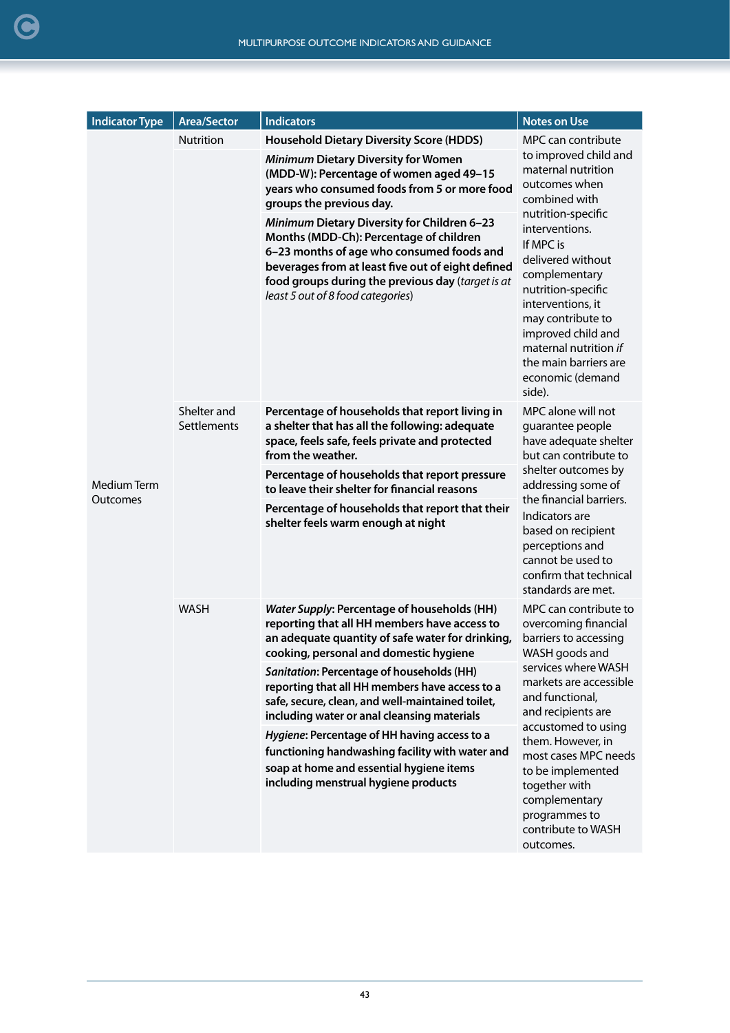| Indicator Type | Area/Sector | Indicators | Notes on Use |
|---|---|---|---|
| Medium Term Outcomes | Nutrition | **Household Dietary Diversity Score (HDDS)** | MPC can contribute to improved child and maternal nutrition outcomes when combined with nutrition-specific interventions. If MPC is delivered without complementary nutrition-specific interventions, it may contribute to improved child and maternal nutrition *if* the main barriers are economic (demand side). |
| | | ***Minimum*** **Dietary Diversity for Women (MDD-W): Percentage of women aged 49–15 years who consumed foods from 5 or more food groups the previous day.** | |
| | | ***Minimum*** **Dietary Diversity for Children 6–23 Months (MDD-Ch): Percentage of children 6–23 months of age who consumed foods and beverages from at least five out of eight defined food groups during the previous day** (*target is at least 5 out of 8 food categories*) | |
| | Shelter and Settlements | **Percentage of households that report living in a shelter that has all the following: adequate space, feels safe, feels private and protected from the weather.** | MPC alone will not guarantee people have adequate shelter but can contribute to shelter outcomes by addressing some of the financial barriers. Indicators are based on recipient perceptions and cannot be used to confirm that technical standards are met. |
| | | **Percentage of households that report pressure to leave their shelter for financial reasons** | |
| | | **Percentage of households that report that their shelter feels warm enough at night** | |
| | WASH | ***Water Supply*****: Percentage of households (HH) reporting that all HH members have access to an adequate quantity of safe water for drinking, cooking, personal and domestic hygiene** | MPC can contribute to overcoming financial barriers to accessing WASH goods and services where WASH markets are accessible and functional, and recipients are accustomed to using them. However, in most cases MPC needs to be implemented together with complementary programmes to contribute to WASH outcomes. |
| | | ***Sanitation*****: Percentage of households (HH) reporting that all HH members have access to a safe, secure, clean, and well-maintained toilet, including water or anal cleansing materials** | |
| | | ***Hygiene*****: Percentage of HH having access to a functioning handwashing facility with water and soap at home and essential hygiene items including menstrual hygiene products** | |